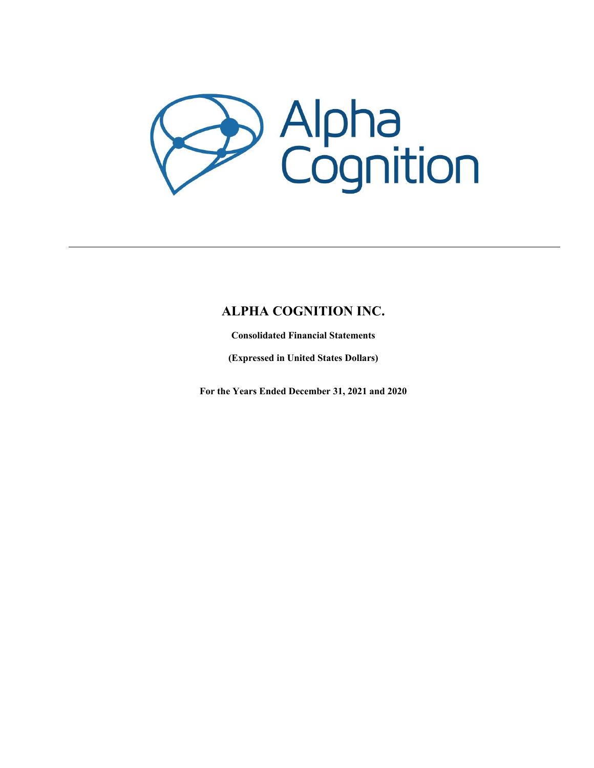Alpha Cognition

---

# ALPHA COGNITION INC.

**Consolidated Financial Statements**

**(Expressed in United States Dollars)**

**For the Years Ended December 31, 2021 and 2020**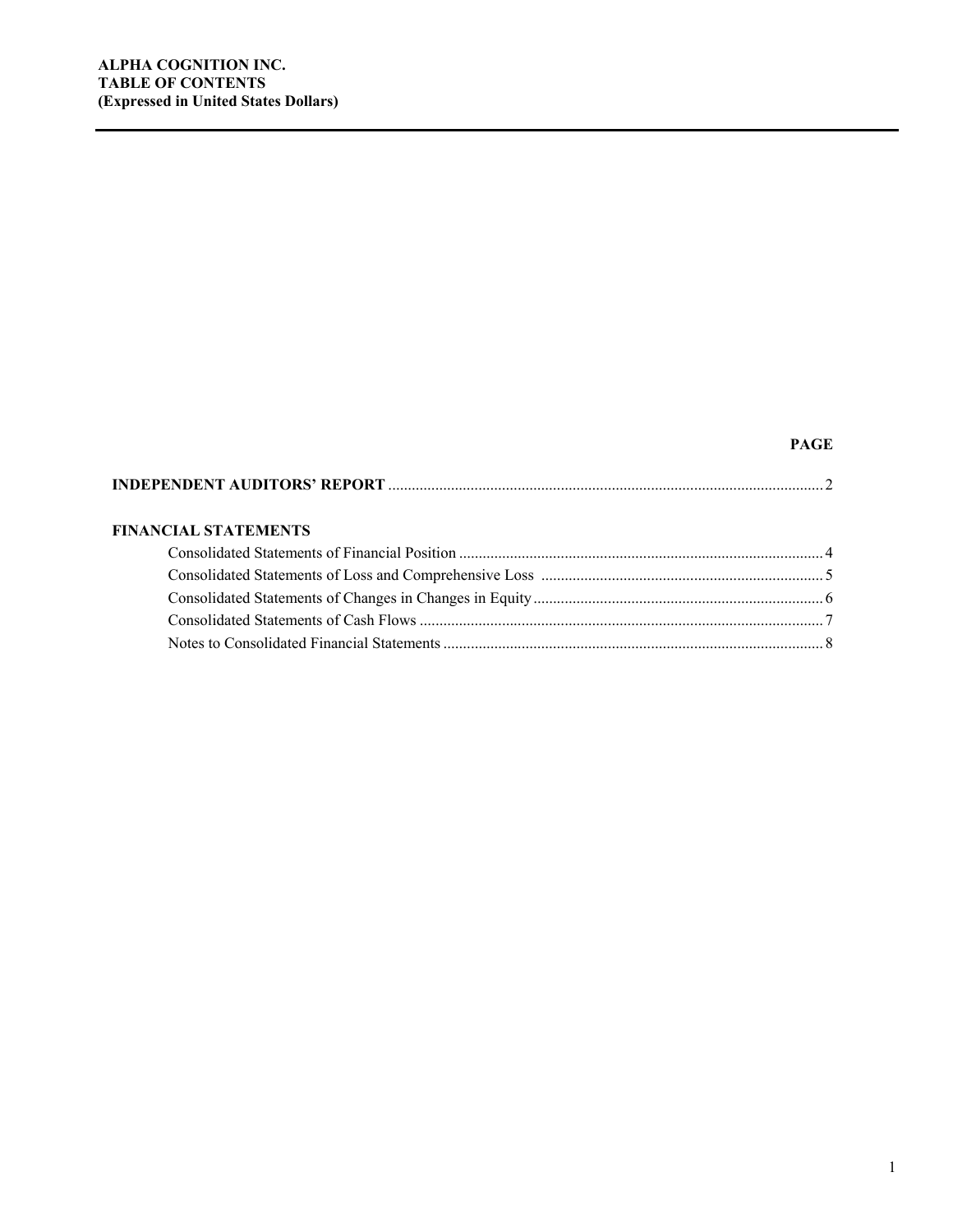**ALPHA COGNITION INC.**
**TABLE OF CONTENTS**
**(Expressed in United States Dollars)**

| | PAGE |
|---|---|
| **INDEPENDENT AUDITORS' REPORT** | 2 |
| **FINANCIAL STATEMENTS** | |
| Consolidated Statements of Financial Position | 4 |
| Consolidated Statements of Loss and Comprehensive Loss | 5 |
| Consolidated Statements of Changes in Changes in Equity | 6 |
| Consolidated Statements of Cash Flows | 7 |
| Notes to Consolidated Financial Statements | 8 |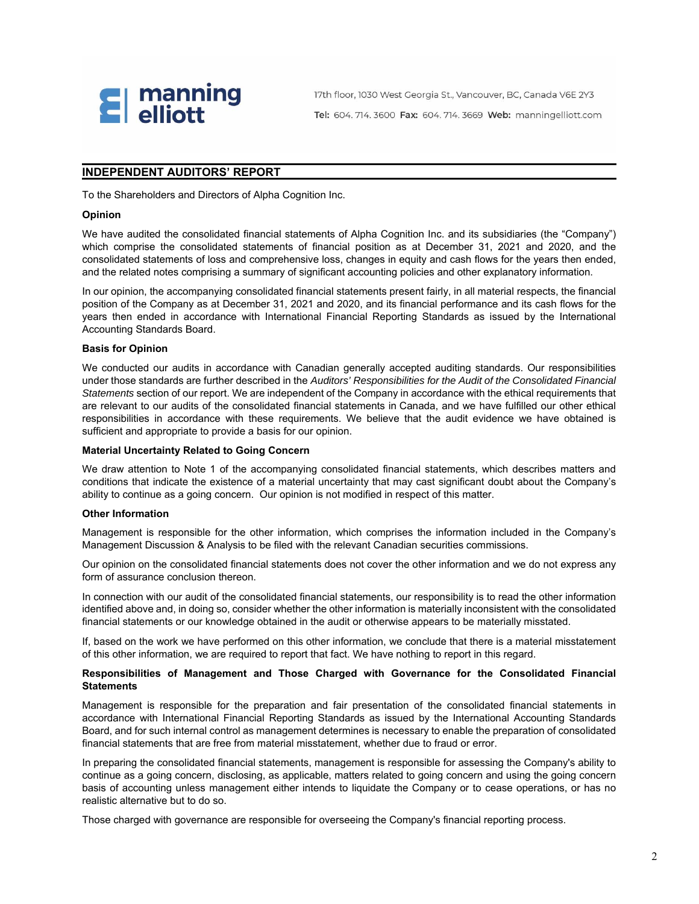manning elliott

17th floor, 1030 West Georgia St., Vancouver, BC, Canada V6E 2Y3

Tel: 604. 714. 3600 Fax: 604. 714. 3669 Web: manningelliott.com

## INDEPENDENT AUDITORS' REPORT

To the Shareholders and Directors of Alpha Cognition Inc.

### Opinion

We have audited the consolidated financial statements of Alpha Cognition Inc. and its subsidiaries (the "Company") which comprise the consolidated statements of financial position as at December 31, 2021 and 2020, and the consolidated statements of loss and comprehensive loss, changes in equity and cash flows for the years then ended, and the related notes comprising a summary of significant accounting policies and other explanatory information.

In our opinion, the accompanying consolidated financial statements present fairly, in all material respects, the financial position of the Company as at December 31, 2021 and 2020, and its financial performance and its cash flows for the years then ended in accordance with International Financial Reporting Standards as issued by the International Accounting Standards Board.

### Basis for Opinion

We conducted our audits in accordance with Canadian generally accepted auditing standards. Our responsibilities under those standards are further described in the *Auditors' Responsibilities for the Audit of the Consolidated Financial Statements* section of our report. We are independent of the Company in accordance with the ethical requirements that are relevant to our audits of the consolidated financial statements in Canada, and we have fulfilled our other ethical responsibilities in accordance with these requirements. We believe that the audit evidence we have obtained is sufficient and appropriate to provide a basis for our opinion.

### Material Uncertainty Related to Going Concern

We draw attention to Note 1 of the accompanying consolidated financial statements, which describes matters and conditions that indicate the existence of a material uncertainty that may cast significant doubt about the Company's ability to continue as a going concern. Our opinion is not modified in respect of this matter.

### Other Information

Management is responsible for the other information, which comprises the information included in the Company's Management Discussion & Analysis to be filed with the relevant Canadian securities commissions.

Our opinion on the consolidated financial statements does not cover the other information and we do not express any form of assurance conclusion thereon.

In connection with our audit of the consolidated financial statements, our responsibility is to read the other information identified above and, in doing so, consider whether the other information is materially inconsistent with the consolidated financial statements or our knowledge obtained in the audit or otherwise appears to be materially misstated.

If, based on the work we have performed on this other information, we conclude that there is a material misstatement of this other information, we are required to report that fact. We have nothing to report in this regard.

### Responsibilities of Management and Those Charged with Governance for the Consolidated Financial Statements

Management is responsible for the preparation and fair presentation of the consolidated financial statements in accordance with International Financial Reporting Standards as issued by the International Accounting Standards Board, and for such internal control as management determines is necessary to enable the preparation of consolidated financial statements that are free from material misstatement, whether due to fraud or error.

In preparing the consolidated financial statements, management is responsible for assessing the Company's ability to continue as a going concern, disclosing, as applicable, matters related to going concern and using the going concern basis of accounting unless management either intends to liquidate the Company or to cease operations, or has no realistic alternative but to do so.

Those charged with governance are responsible for overseeing the Company's financial reporting process.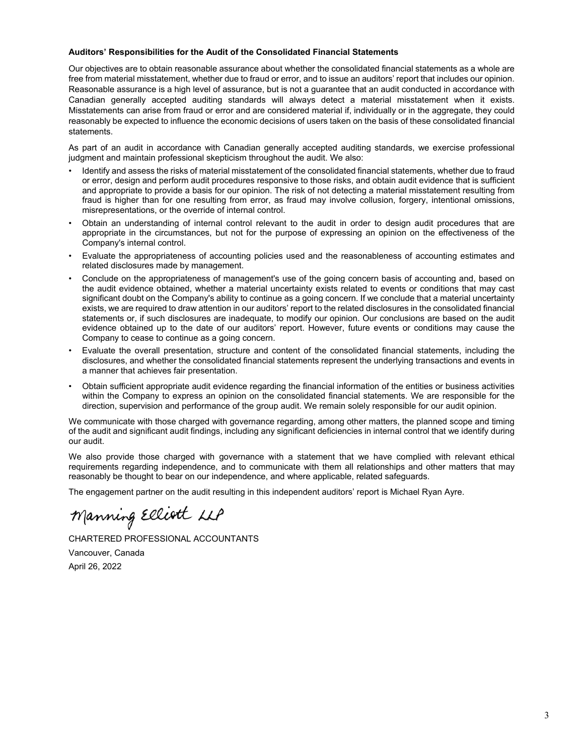**Auditors' Responsibilities for the Audit of the Consolidated Financial Statements**

Our objectives are to obtain reasonable assurance about whether the consolidated financial statements as a whole are free from material misstatement, whether due to fraud or error, and to issue an auditors' report that includes our opinion. Reasonable assurance is a high level of assurance, but is not a guarantee that an audit conducted in accordance with Canadian generally accepted auditing standards will always detect a material misstatement when it exists. Misstatements can arise from fraud or error and are considered material if, individually or in the aggregate, they could reasonably be expected to influence the economic decisions of users taken on the basis of these consolidated financial statements.

As part of an audit in accordance with Canadian generally accepted auditing standards, we exercise professional judgment and maintain professional skepticism throughout the audit. We also:

- Identify and assess the risks of material misstatement of the consolidated financial statements, whether due to fraud or error, design and perform audit procedures responsive to those risks, and obtain audit evidence that is sufficient and appropriate to provide a basis for our opinion. The risk of not detecting a material misstatement resulting from fraud is higher than for one resulting from error, as fraud may involve collusion, forgery, intentional omissions, misrepresentations, or the override of internal control.
- Obtain an understanding of internal control relevant to the audit in order to design audit procedures that are appropriate in the circumstances, but not for the purpose of expressing an opinion on the effectiveness of the Company's internal control.
- Evaluate the appropriateness of accounting policies used and the reasonableness of accounting estimates and related disclosures made by management.
- Conclude on the appropriateness of management's use of the going concern basis of accounting and, based on the audit evidence obtained, whether a material uncertainty exists related to events or conditions that may cast significant doubt on the Company's ability to continue as a going concern. If we conclude that a material uncertainty exists, we are required to draw attention in our auditors' report to the related disclosures in the consolidated financial statements or, if such disclosures are inadequate, to modify our opinion. Our conclusions are based on the audit evidence obtained up to the date of our auditors' report. However, future events or conditions may cause the Company to cease to continue as a going concern.
- Evaluate the overall presentation, structure and content of the consolidated financial statements, including the disclosures, and whether the consolidated financial statements represent the underlying transactions and events in a manner that achieves fair presentation.
- Obtain sufficient appropriate audit evidence regarding the financial information of the entities or business activities within the Company to express an opinion on the consolidated financial statements. We are responsible for the direction, supervision and performance of the group audit. We remain solely responsible for our audit opinion.

We communicate with those charged with governance regarding, among other matters, the planned scope and timing of the audit and significant audit findings, including any significant deficiencies in internal control that we identify during our audit.

We also provide those charged with governance with a statement that we have complied with relevant ethical requirements regarding independence, and to communicate with them all relationships and other matters that may reasonably be thought to bear on our independence, and where applicable, related safeguards.

The engagement partner on the audit resulting in this independent auditors' report is Michael Ryan Ayre.

Manning Elliott LLP

CHARTERED PROFESSIONAL ACCOUNTANTS

Vancouver, Canada

April 26, 2022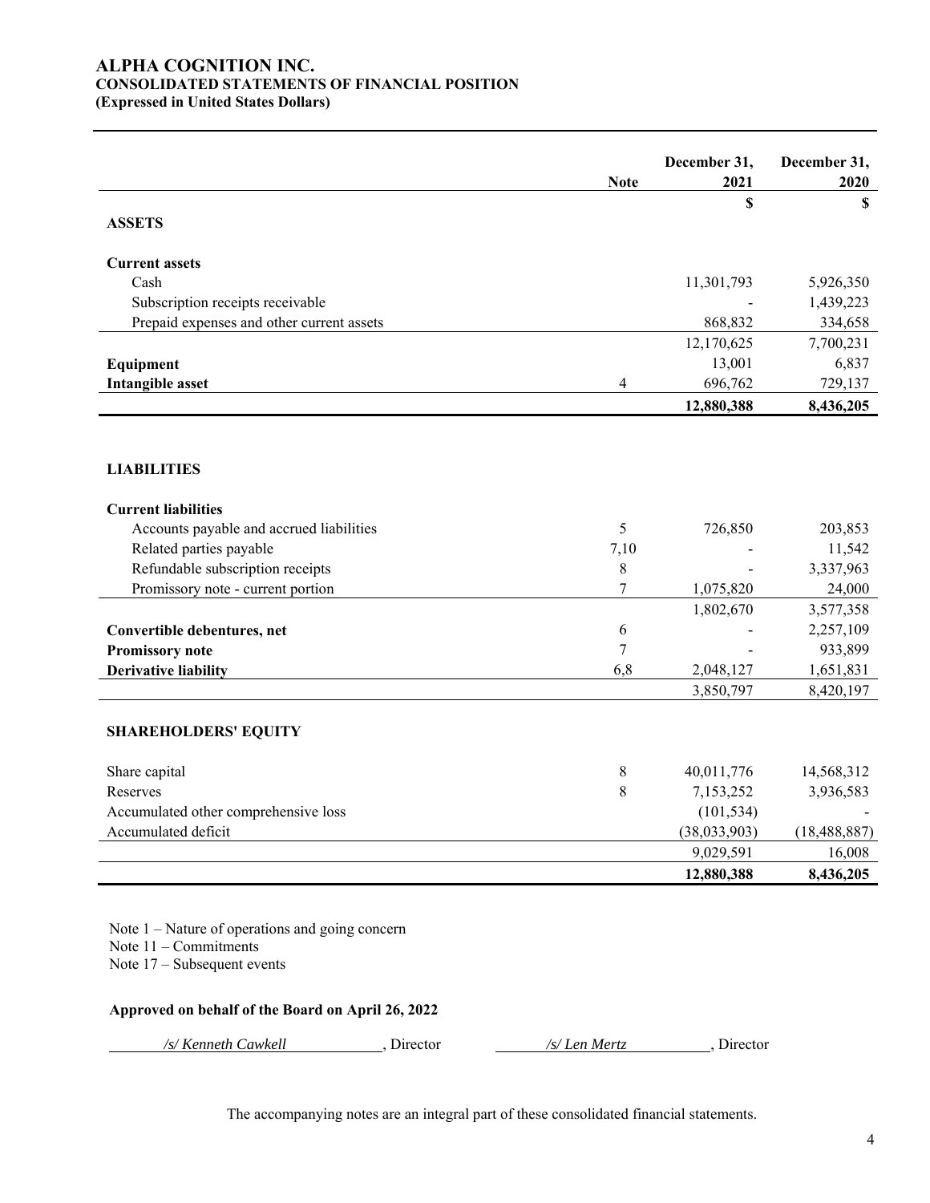# ALPHA COGNITION INC.
## CONSOLIDATED STATEMENTS OF FINANCIAL POSITION
### (Expressed in United States Dollars)

| | Note | December 31, 2021 | December 31, 2020 |
|---|---|---|---|
| | | $ | $ |
| **ASSETS** | | | |
| **Current assets** | | | |
| Cash | | 11,301,793 | 5,926,350 |
| Subscription receipts receivable | | - | 1,439,223 |
| Prepaid expenses and other current assets | | 868,832 | 334,658 |
| | | 12,170,625 | 7,700,231 |
| **Equipment** | | 13,001 | 6,837 |
| **Intangible asset** | 4 | 696,762 | 729,137 |
| | | **12,880,388** | **8,436,205** |
| **LIABILITIES** | | | |
| **Current liabilities** | | | |
| Accounts payable and accrued liabilities | 5 | 726,850 | 203,853 |
| Related parties payable | 7,10 | - | 11,542 |
| Refundable subscription receipts | 8 | - | 3,337,963 |
| Promissory note - current portion | 7 | 1,075,820 | 24,000 |
| | | 1,802,670 | 3,577,358 |
| **Convertible debentures, net** | 6 | - | 2,257,109 |
| **Promissory note** | 7 | - | 933,899 |
| **Derivative liability** | 6,8 | 2,048,127 | 1,651,831 |
| | | 3,850,797 | 8,420,197 |
| **SHAREHOLDERS' EQUITY** | | | |
| Share capital | 8 | 40,011,776 | 14,568,312 |
| Reserves | 8 | 7,153,252 | 3,936,583 |
| Accumulated other comprehensive loss | | (101,534) | - |
| Accumulated deficit | | (38,033,903) | (18,488,887) |
| | | 9,029,591 | 16,008 |
| | | **12,880,388** | **8,436,205** |

Note 1 – Nature of operations and going concern
Note 11 – Commitments
Note 17 – Subsequent events

**Approved on behalf of the Board on April 26, 2022**

*/s/ Kenneth Cawkell*, Director *and* */s/ Len Mertz*, Director

The accompanying notes are an integral part of these consolidated financial statements.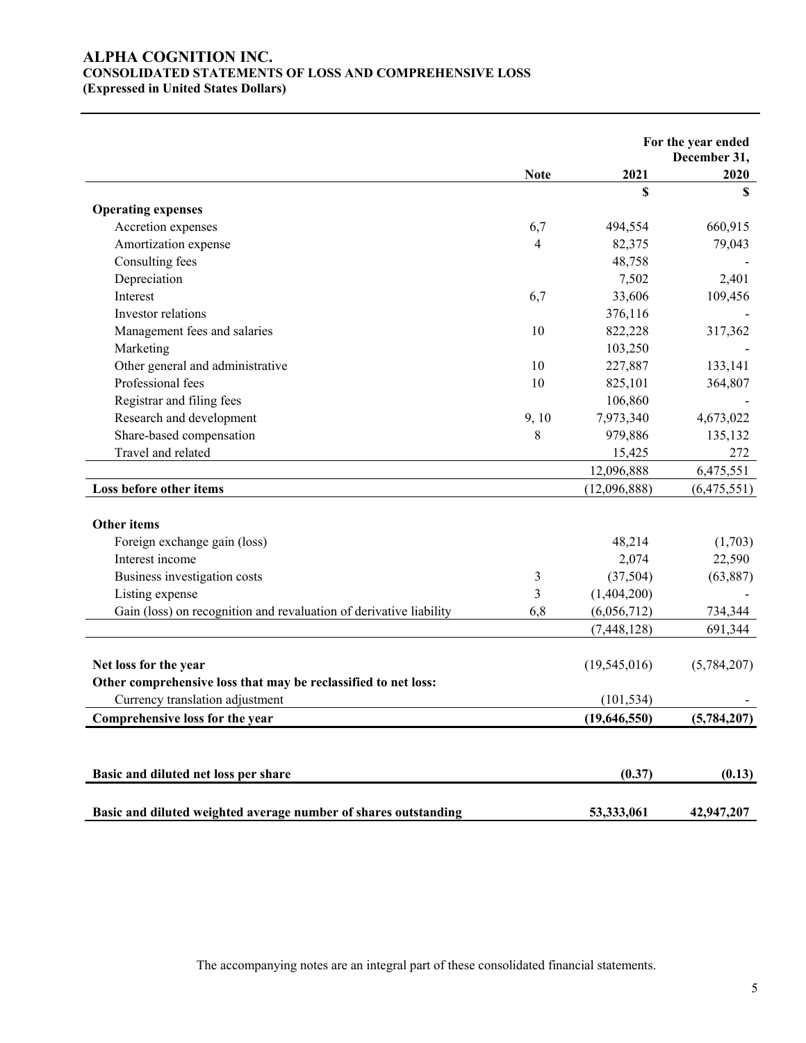# ALPHA COGNITION INC.
## CONSOLIDATED STATEMENTS OF LOSS AND COMPREHENSIVE LOSS
**(Expressed in United States Dollars)**

| | Note | For the year ended December 31, 2021 | 2020 |
|---|---|---|---|
| | | $ | $ |
| **Operating expenses** | | | |
| Accretion expenses | 6,7 | 494,554 | 660,915 |
| Amortization expense | 4 | 82,375 | 79,043 |
| Consulting fees | | 48,758 | - |
| Depreciation | | 7,502 | 2,401 |
| Interest | 6,7 | 33,606 | 109,456 |
| Investor relations | | 376,116 | - |
| Management fees and salaries | 10 | 822,228 | 317,362 |
| Marketing | | 103,250 | - |
| Other general and administrative | 10 | 227,887 | 133,141 |
| Professional fees | 10 | 825,101 | 364,807 |
| Registrar and filing fees | | 106,860 | - |
| Research and development | 9, 10 | 7,973,340 | 4,673,022 |
| Share-based compensation | 8 | 979,886 | 135,132 |
| Travel and related | | 15,425 | 272 |
| | | 12,096,888 | 6,475,551 |
| **Loss before other items** | | (12,096,888) | (6,475,551) |
| | | | |
| **Other items** | | | |
| Foreign exchange gain (loss) | | 48,214 | (1,703) |
| Interest income | | 2,074 | 22,590 |
| Business investigation costs | 3 | (37,504) | (63,887) |
| Listing expense | 3 | (1,404,200) | - |
| Gain (loss) on recognition and revaluation of derivative liability | 6,8 | (6,056,712) | 734,344 |
| | | (7,448,128) | 691,344 |
| | | | |
| **Net loss for the year** | | (19,545,016) | (5,784,207) |
| **Other comprehensive loss that may be reclassified to net loss:** | | | |
| Currency translation adjustment | | (101,534) | - |
| **Comprehensive loss for the year** | | **(19,646,550)** | **(5,784,207)** |
| | | | |
| **Basic and diluted net loss per share** | | **(0.37)** | **(0.13)** |
| | | | |
| **Basic and diluted weighted average number of shares outstanding** | | **53,333,061** | **42,947,207** |

The accompanying notes are an integral part of these consolidated financial statements.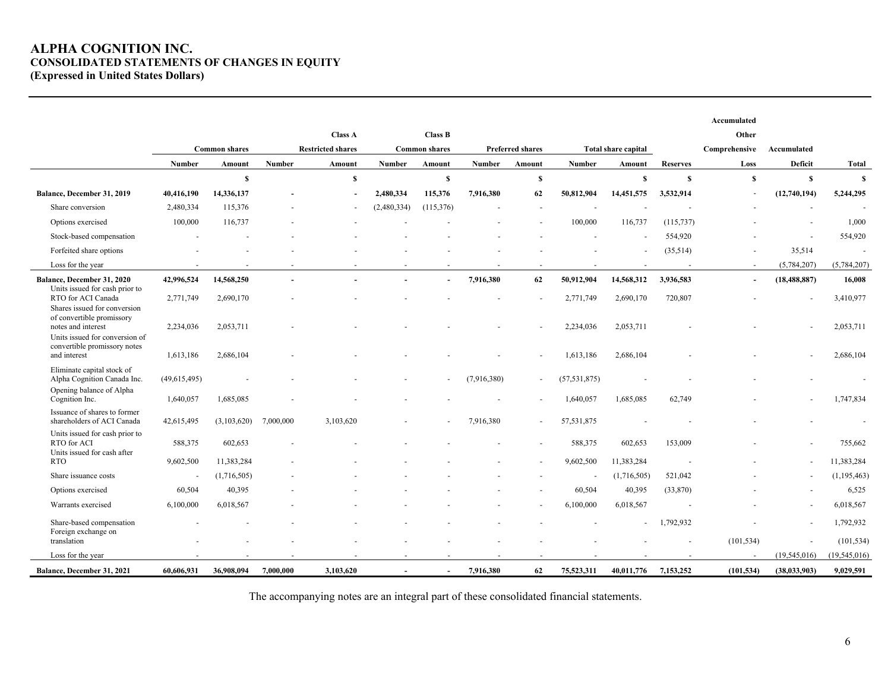# ALPHA COGNITION INC.
## CONSOLIDATED STATEMENTS OF CHANGES IN EQUITY
## (Expressed in United States Dollars)

| | Common shares | | Class A Restricted shares | | Class B Common shares | | Preferred shares | | Total share capital | | | Accumulated Other Comprehensive Loss | Accumulated Deficit | Total |
|---|---|---|---|---|---|---|---|---|---|---|---|---|---|---|
| | Number | Amount | Number | Amount | Number | Amount | Number | Amount | Number | Amount | Reserves | | | |
| | | $ | | $ | | $ | | $ | | $ | $ | $ | $ | $ |
| **Balance, December 31, 2019** | **40,416,190** | **14,336,137** | **-** | **-** | **2,480,334** | **115,376** | **7,916,380** | **62** | **50,812,904** | **14,451,575** | **3,532,914** | - | **(12,740,194)** | **5,244,295** |
| Share conversion | 2,480,334 | 115,376 | - | - | (2,480,334) | (115,376) | - | - | - | - | - | - | - | - |
| Options exercised | 100,000 | 116,737 | - | - | - | - | - | - | 100,000 | 116,737 | (115,737) | - | - | 1,000 |
| Stock-based compensation | - | - | - | - | - | - | - | - | - | - | 554,920 | - | - | 554,920 |
| Forfeited share options | - | - | - | - | - | - | - | - | - | - | (35,514) | - | 35,514 | - |
| Loss for the year | - | - | - | - | - | - | - | - | - | - | - | - | (5,784,207) | (5,784,207) |
| **Balance, December 31, 2020** | **42,996,524** | **14,568,250** | **-** | **-** | **-** | **-** | **7,916,380** | **62** | **50,912,904** | **14,568,312** | **3,936,583** | **-** | **(18,488,887)** | **16,008** |
| Units issued for cash prior to RTO for ACI Canada | 2,771,749 | 2,690,170 | - | - | - | - | - | - | 2,771,749 | 2,690,170 | 720,807 | - | - | 3,410,977 |
| Shares issued for conversion of convertible promissory notes and interest | 2,234,036 | 2,053,711 | - | - | - | - | - | - | 2,234,036 | 2,053,711 | - | - | - | 2,053,711 |
| Units issued for conversion of convertible promissory notes and interest | 1,613,186 | 2,686,104 | - | - | - | - | - | - | 1,613,186 | 2,686,104 | - | - | - | 2,686,104 |
| Eliminate capital stock of Alpha Cognition Canada Inc. | (49,615,495) | - | - | - | - | - | (7,916,380) | - | (57,531,875) | - | - | - | - | - |
| Opening balance of Alpha Cognition Inc. | 1,640,057 | 1,685,085 | - | - | - | - | - | - | 1,640,057 | 1,685,085 | 62,749 | - | - | 1,747,834 |
| Issuance of shares to former shareholders of ACI Canada | 42,615,495 | (3,103,620) | 7,000,000 | 3,103,620 | - | - | 7,916,380 | - | 57,531,875 | - | - | - | - | - |
| Units issued for cash prior to RTO for ACI | 588,375 | 602,653 | - | - | - | - | - | - | 588,375 | 602,653 | 153,009 | - | - | 755,662 |
| Units issued for cash after RTO | 9,602,500 | 11,383,284 | - | - | - | - | - | - | 9,602,500 | 11,383,284 | - | - | - | 11,383,284 |
| Share issuance costs | - | (1,716,505) | - | - | - | - | - | - | - | (1,716,505) | 521,042 | - | - | (1,195,463) |
| Options exercised | 60,504 | 40,395 | - | - | - | - | - | - | 60,504 | 40,395 | (33,870) | - | - | 6,525 |
| Warrants exercised | 6,100,000 | 6,018,567 | - | - | - | - | - | - | 6,100,000 | 6,018,567 | - | - | - | 6,018,567 |
| Share-based compensation | - | - | - | - | - | - | - | - | - | - | 1,792,932 | - | - | 1,792,932 |
| Foreign exchange on translation | - | - | - | - | - | - | - | - | - | - | - | (101,534) | - | (101,534) |
| Loss for the year | - | - | - | - | - | - | - | - | - | - | - | - | (19,545,016) | (19,545,016) |
| **Balance, December 31, 2021** | **60,606,931** | **36,908,094** | **7,000,000** | **3,103,620** | **-** | **-** | **7,916,380** | **62** | **75,523,311** | **40,011,776** | **7,153,252** | **(101,534)** | **(38,033,903)** | **9,029,591** |

The accompanying notes are an integral part of these consolidated financial statements.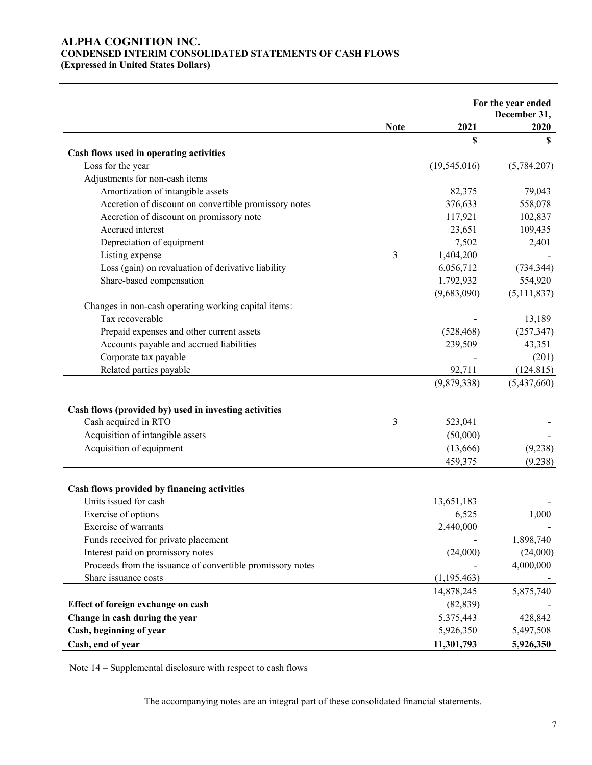# ALPHA COGNITION INC.
## CONDENSED INTERIM CONSOLIDATED STATEMENTS OF CASH FLOWS
### (Expressed in United States Dollars)

| | Note | For the year ended December 31, 2021 | 2020 |
|---|---|---|---|
| | | $ | $ |
| **Cash flows used in operating activities** | | | |
| Loss for the year | | (19,545,016) | (5,784,207) |
| Adjustments for non-cash items | | | |
| Amortization of intangible assets | | 82,375 | 79,043 |
| Accretion of discount on convertible promissory notes | | 376,633 | 558,078 |
| Accretion of discount on promissory note | | 117,921 | 102,837 |
| Accrued interest | | 23,651 | 109,435 |
| Depreciation of equipment | | 7,502 | 2,401 |
| Listing expense | 3 | 1,404,200 | - |
| Loss (gain) on revaluation of derivative liability | | 6,056,712 | (734,344) |
| Share-based compensation | | 1,792,932 | 554,920 |
| | | (9,683,090) | (5,111,837) |
| Changes in non-cash operating working capital items: | | | |
| Tax recoverable | | - | 13,189 |
| Prepaid expenses and other current assets | | (528,468) | (257,347) |
| Accounts payable and accrued liabilities | | 239,509 | 43,351 |
| Corporate tax payable | | - | (201) |
| Related parties payable | | 92,711 | (124,815) |
| | | (9,879,338) | (5,437,660) |
| **Cash flows (provided by) used in investing activities** | | | |
| Cash acquired in RTO | 3 | 523,041 | - |
| Acquisition of intangible assets | | (50,000) | - |
| Acquisition of equipment | | (13,666) | (9,238) |
| | | 459,375 | (9,238) |
| **Cash flows provided by financing activities** | | | |
| Units issued for cash | | 13,651,183 | - |
| Exercise of options | | 6,525 | 1,000 |
| Exercise of warrants | | 2,440,000 | - |
| Funds received for private placement | | - | 1,898,740 |
| Interest paid on promissory notes | | (24,000) | (24,000) |
| Proceeds from the issuance of convertible promissory notes | | - | 4,000,000 |
| Share issuance costs | | (1,195,463) | - |
| | | 14,878,245 | 5,875,740 |
| **Effect of foreign exchange on cash** | | (82,839) | - |
| **Change in cash during the year** | | 5,375,443 | 428,842 |
| **Cash, beginning of year** | | 5,926,350 | 5,497,508 |
| **Cash, end of year** | | **11,301,793** | **5,926,350** |

Note 14 – Supplemental disclosure with respect to cash flows

The accompanying notes are an integral part of these consolidated financial statements.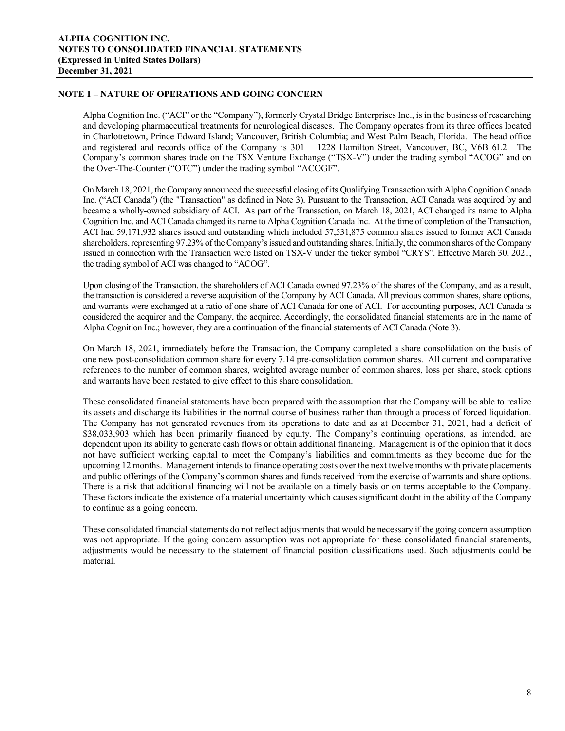## NOTE 1 – NATURE OF OPERATIONS AND GOING CONCERN

Alpha Cognition Inc. ("ACI" or the "Company"), formerly Crystal Bridge Enterprises Inc., is in the business of researching and developing pharmaceutical treatments for neurological diseases. The Company operates from its three offices located in Charlottetown, Prince Edward Island; Vancouver, British Columbia; and West Palm Beach, Florida. The head office and registered and records office of the Company is 301 – 1228 Hamilton Street, Vancouver, BC, V6B 6L2. The Company's common shares trade on the TSX Venture Exchange ("TSX-V") under the trading symbol "ACOG" and on the Over-The-Counter ("OTC") under the trading symbol "ACOGF".

On March 18, 2021, the Company announced the successful closing of its Qualifying Transaction with Alpha Cognition Canada Inc. ("ACI Canada") (the "Transaction" as defined in Note 3). Pursuant to the Transaction, ACI Canada was acquired by and became a wholly-owned subsidiary of ACI. As part of the Transaction, on March 18, 2021, ACI changed its name to Alpha Cognition Inc. and ACI Canada changed its name to Alpha Cognition Canada Inc. At the time of completion of the Transaction, ACI had 59,171,932 shares issued and outstanding which included 57,531,875 common shares issued to former ACI Canada shareholders, representing 97.23% of the Company's issued and outstanding shares. Initially, the common shares of the Company issued in connection with the Transaction were listed on TSX-V under the ticker symbol "CRYS". Effective March 30, 2021, the trading symbol of ACI was changed to "ACOG".

Upon closing of the Transaction, the shareholders of ACI Canada owned 97.23% of the shares of the Company, and as a result, the transaction is considered a reverse acquisition of the Company by ACI Canada. All previous common shares, share options, and warrants were exchanged at a ratio of one share of ACI Canada for one of ACI. For accounting purposes, ACI Canada is considered the acquirer and the Company, the acquiree. Accordingly, the consolidated financial statements are in the name of Alpha Cognition Inc.; however, they are a continuation of the financial statements of ACI Canada (Note 3).

On March 18, 2021, immediately before the Transaction, the Company completed a share consolidation on the basis of one new post-consolidation common share for every 7.14 pre-consolidation common shares. All current and comparative references to the number of common shares, weighted average number of common shares, loss per share, stock options and warrants have been restated to give effect to this share consolidation.

These consolidated financial statements have been prepared with the assumption that the Company will be able to realize its assets and discharge its liabilities in the normal course of business rather than through a process of forced liquidation. The Company has not generated revenues from its operations to date and as at December 31, 2021, had a deficit of $38,033,903 which has been primarily financed by equity. The Company's continuing operations, as intended, are dependent upon its ability to generate cash flows or obtain additional financing. Management is of the opinion that it does not have sufficient working capital to meet the Company's liabilities and commitments as they become due for the upcoming 12 months. Management intends to finance operating costs over the next twelve months with private placements and public offerings of the Company's common shares and funds received from the exercise of warrants and share options. There is a risk that additional financing will not be available on a timely basis or on terms acceptable to the Company. These factors indicate the existence of a material uncertainty which causes significant doubt in the ability of the Company to continue as a going concern.

These consolidated financial statements do not reflect adjustments that would be necessary if the going concern assumption was not appropriate. If the going concern assumption was not appropriate for these consolidated financial statements, adjustments would be necessary to the statement of financial position classifications used. Such adjustments could be material.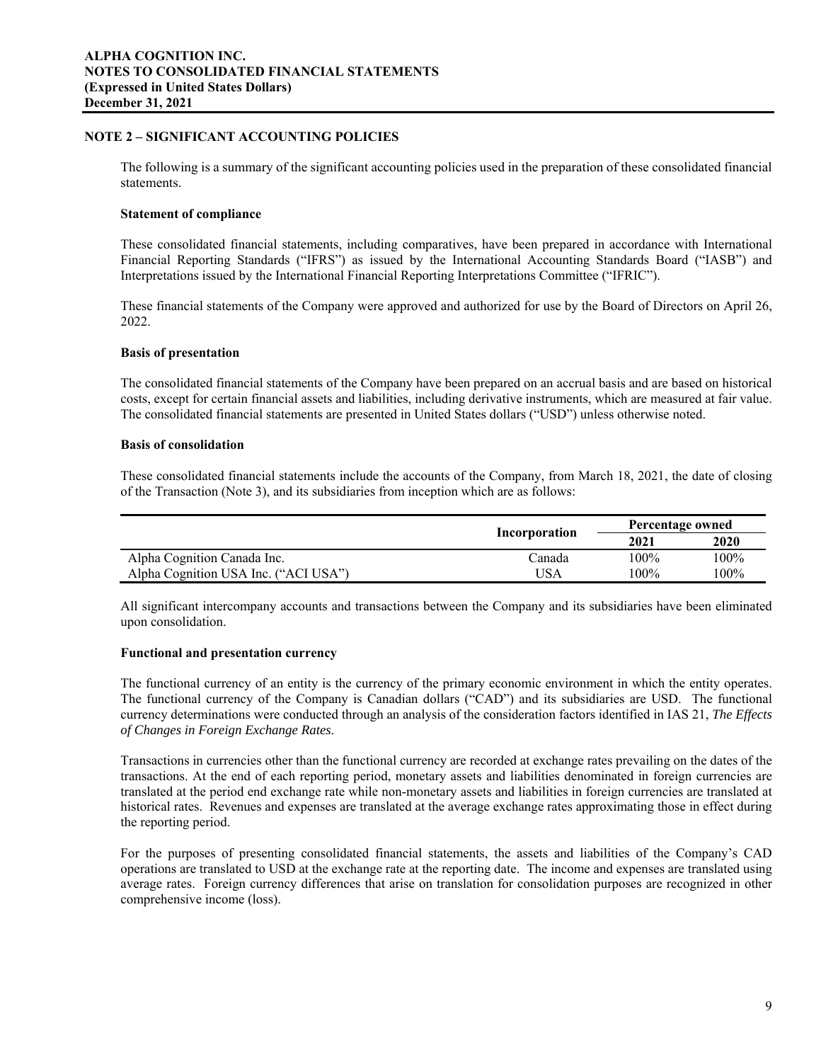## NOTE 2 – SIGNIFICANT ACCOUNTING POLICIES

The following is a summary of the significant accounting policies used in the preparation of these consolidated financial statements.

### Statement of compliance

These consolidated financial statements, including comparatives, have been prepared in accordance with International Financial Reporting Standards ("IFRS") as issued by the International Accounting Standards Board ("IASB") and Interpretations issued by the International Financial Reporting Interpretations Committee ("IFRIC").

These financial statements of the Company were approved and authorized for use by the Board of Directors on April 26, 2022.

### Basis of presentation

The consolidated financial statements of the Company have been prepared on an accrual basis and are based on historical costs, except for certain financial assets and liabilities, including derivative instruments, which are measured at fair value. The consolidated financial statements are presented in United States dollars ("USD") unless otherwise noted.

### Basis of consolidation

These consolidated financial statements include the accounts of the Company, from March 18, 2021, the date of closing of the Transaction (Note 3), and its subsidiaries from inception which are as follows:

| | Incorporation | Percentage owned | |
|---|---|---|---|
| | | **2021** | **2020** |
| Alpha Cognition Canada Inc. | Canada | 100% | 100% |
| Alpha Cognition USA Inc. ("ACI USA") | USA | 100% | 100% |

All significant intercompany accounts and transactions between the Company and its subsidiaries have been eliminated upon consolidation.

### Functional and presentation currency

The functional currency of an entity is the currency of the primary economic environment in which the entity operates. The functional currency of the Company is Canadian dollars ("CAD") and its subsidiaries are USD. The functional currency determinations were conducted through an analysis of the consideration factors identified in IAS 21, *The Effects of Changes in Foreign Exchange Rates*.

Transactions in currencies other than the functional currency are recorded at exchange rates prevailing on the dates of the transactions. At the end of each reporting period, monetary assets and liabilities denominated in foreign currencies are translated at the period end exchange rate while non-monetary assets and liabilities in foreign currencies are translated at historical rates. Revenues and expenses are translated at the average exchange rates approximating those in effect during the reporting period.

For the purposes of presenting consolidated financial statements, the assets and liabilities of the Company's CAD operations are translated to USD at the exchange rate at the reporting date. The income and expenses are translated using average rates. Foreign currency differences that arise on translation for consolidation purposes are recognized in other comprehensive income (loss).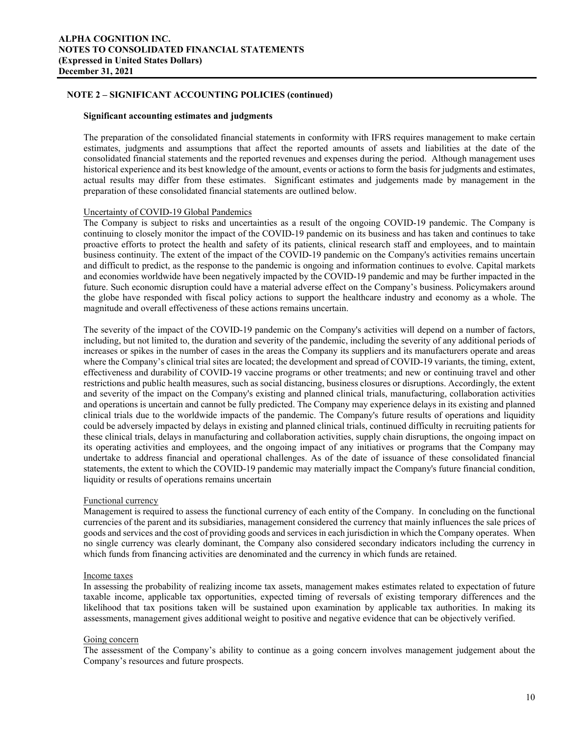## NOTE 2 – SIGNIFICANT ACCOUNTING POLICIES (continued)

### Significant accounting estimates and judgments

The preparation of the consolidated financial statements in conformity with IFRS requires management to make certain estimates, judgments and assumptions that affect the reported amounts of assets and liabilities at the date of the consolidated financial statements and the reported revenues and expenses during the period. Although management uses historical experience and its best knowledge of the amount, events or actions to form the basis for judgments and estimates, actual results may differ from these estimates. Significant estimates and judgements made by management in the preparation of these consolidated financial statements are outlined below.

Uncertainty of COVID-19 Global Pandemics

The Company is subject to risks and uncertainties as a result of the ongoing COVID-19 pandemic. The Company is continuing to closely monitor the impact of the COVID-19 pandemic on its business and has taken and continues to take proactive efforts to protect the health and safety of its patients, clinical research staff and employees, and to maintain business continuity. The extent of the impact of the COVID-19 pandemic on the Company's activities remains uncertain and difficult to predict, as the response to the pandemic is ongoing and information continues to evolve. Capital markets and economies worldwide have been negatively impacted by the COVID-19 pandemic and may be further impacted in the future. Such economic disruption could have a material adverse effect on the Company's business. Policymakers around the globe have responded with fiscal policy actions to support the healthcare industry and economy as a whole. The magnitude and overall effectiveness of these actions remains uncertain.

The severity of the impact of the COVID-19 pandemic on the Company's activities will depend on a number of factors, including, but not limited to, the duration and severity of the pandemic, including the severity of any additional periods of increases or spikes in the number of cases in the areas the Company its suppliers and its manufacturers operate and areas where the Company's clinical trial sites are located; the development and spread of COVID-19 variants, the timing, extent, effectiveness and durability of COVID-19 vaccine programs or other treatments; and new or continuing travel and other restrictions and public health measures, such as social distancing, business closures or disruptions. Accordingly, the extent and severity of the impact on the Company's existing and planned clinical trials, manufacturing, collaboration activities and operations is uncertain and cannot be fully predicted. The Company may experience delays in its existing and planned clinical trials due to the worldwide impacts of the pandemic. The Company's future results of operations and liquidity could be adversely impacted by delays in existing and planned clinical trials, continued difficulty in recruiting patients for these clinical trials, delays in manufacturing and collaboration activities, supply chain disruptions, the ongoing impact on its operating activities and employees, and the ongoing impact of any initiatives or programs that the Company may undertake to address financial and operational challenges. As of the date of issuance of these consolidated financial statements, the extent to which the COVID-19 pandemic may materially impact the Company's future financial condition, liquidity or results of operations remains uncertain

Functional currency

Management is required to assess the functional currency of each entity of the Company. In concluding on the functional currencies of the parent and its subsidiaries, management considered the currency that mainly influences the sale prices of goods and services and the cost of providing goods and services in each jurisdiction in which the Company operates. When no single currency was clearly dominant, the Company also considered secondary indicators including the currency in which funds from financing activities are denominated and the currency in which funds are retained.

Income taxes

In assessing the probability of realizing income tax assets, management makes estimates related to expectation of future taxable income, applicable tax opportunities, expected timing of reversals of existing temporary differences and the likelihood that tax positions taken will be sustained upon examination by applicable tax authorities. In making its assessments, management gives additional weight to positive and negative evidence that can be objectively verified.

Going concern

The assessment of the Company's ability to continue as a going concern involves management judgement about the Company's resources and future prospects.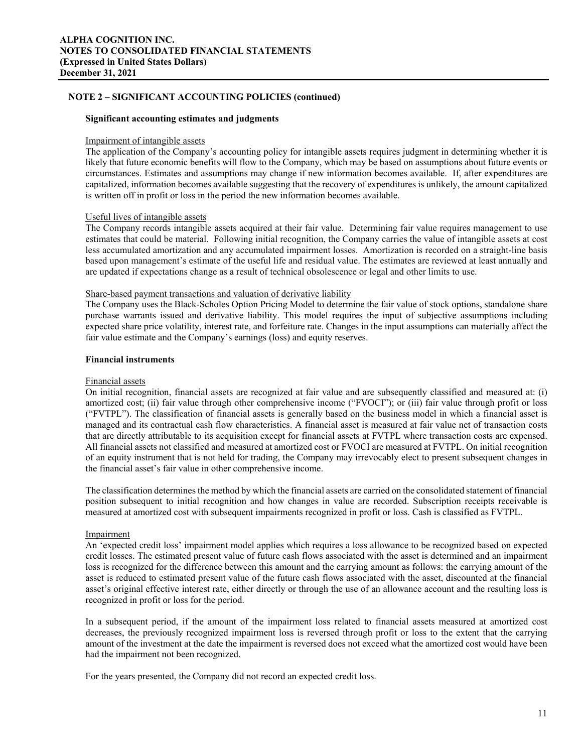## NOTE 2 – SIGNIFICANT ACCOUNTING POLICIES (continued)

### Significant accounting estimates and judgments

Impairment of intangible assets

The application of the Company's accounting policy for intangible assets requires judgment in determining whether it is likely that future economic benefits will flow to the Company, which may be based on assumptions about future events or circumstances. Estimates and assumptions may change if new information becomes available. If, after expenditures are capitalized, information becomes available suggesting that the recovery of expenditures is unlikely, the amount capitalized is written off in profit or loss in the period the new information becomes available.

Useful lives of intangible assets

The Company records intangible assets acquired at their fair value. Determining fair value requires management to use estimates that could be material. Following initial recognition, the Company carries the value of intangible assets at cost less accumulated amortization and any accumulated impairment losses. Amortization is recorded on a straight-line basis based upon management's estimate of the useful life and residual value. The estimates are reviewed at least annually and are updated if expectations change as a result of technical obsolescence or legal and other limits to use.

Share-based payment transactions and valuation of derivative liability

The Company uses the Black-Scholes Option Pricing Model to determine the fair value of stock options, standalone share purchase warrants issued and derivative liability. This model requires the input of subjective assumptions including expected share price volatility, interest rate, and forfeiture rate. Changes in the input assumptions can materially affect the fair value estimate and the Company's earnings (loss) and equity reserves.

### Financial instruments

Financial assets

On initial recognition, financial assets are recognized at fair value and are subsequently classified and measured at: (i) amortized cost; (ii) fair value through other comprehensive income ("FVOCI"); or (iii) fair value through profit or loss ("FVTPL"). The classification of financial assets is generally based on the business model in which a financial asset is managed and its contractual cash flow characteristics. A financial asset is measured at fair value net of transaction costs that are directly attributable to its acquisition except for financial assets at FVTPL where transaction costs are expensed. All financial assets not classified and measured at amortized cost or FVOCI are measured at FVTPL. On initial recognition of an equity instrument that is not held for trading, the Company may irrevocably elect to present subsequent changes in the financial asset's fair value in other comprehensive income.

The classification determines the method by which the financial assets are carried on the consolidated statement of financial position subsequent to initial recognition and how changes in value are recorded. Subscription receipts receivable is measured at amortized cost with subsequent impairments recognized in profit or loss. Cash is classified as FVTPL.

Impairment

An 'expected credit loss' impairment model applies which requires a loss allowance to be recognized based on expected credit losses. The estimated present value of future cash flows associated with the asset is determined and an impairment loss is recognized for the difference between this amount and the carrying amount as follows: the carrying amount of the asset is reduced to estimated present value of the future cash flows associated with the asset, discounted at the financial asset's original effective interest rate, either directly or through the use of an allowance account and the resulting loss is recognized in profit or loss for the period.

In a subsequent period, if the amount of the impairment loss related to financial assets measured at amortized cost decreases, the previously recognized impairment loss is reversed through profit or loss to the extent that the carrying amount of the investment at the date the impairment is reversed does not exceed what the amortized cost would have been had the impairment not been recognized.

For the years presented, the Company did not record an expected credit loss.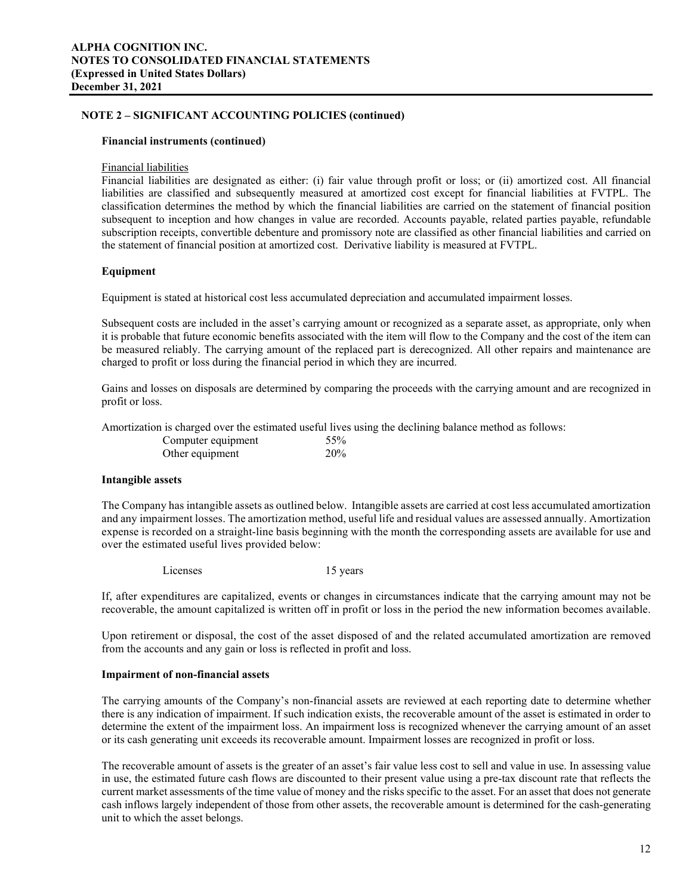## NOTE 2 – SIGNIFICANT ACCOUNTING POLICIES (continued)

### Financial instruments (continued)

Financial liabilities

Financial liabilities are designated as either: (i) fair value through profit or loss; or (ii) amortized cost. All financial liabilities are classified and subsequently measured at amortized cost except for financial liabilities at FVTPL. The classification determines the method by which the financial liabilities are carried on the statement of financial position subsequent to inception and how changes in value are recorded. Accounts payable, related parties payable, refundable subscription receipts, convertible debenture and promissory note are classified as other financial liabilities and carried on the statement of financial position at amortized cost. Derivative liability is measured at FVTPL.

### Equipment

Equipment is stated at historical cost less accumulated depreciation and accumulated impairment losses.

Subsequent costs are included in the asset's carrying amount or recognized as a separate asset, as appropriate, only when it is probable that future economic benefits associated with the item will flow to the Company and the cost of the item can be measured reliably. The carrying amount of the replaced part is derecognized. All other repairs and maintenance are charged to profit or loss during the financial period in which they are incurred.

Gains and losses on disposals are determined by comparing the proceeds with the carrying amount and are recognized in profit or loss.

Amortization is charged over the estimated useful lives using the declining balance method as follows:

| | |
|---|---|
| Computer equipment | 55% |
| Other equipment | 20% |

### Intangible assets

The Company has intangible assets as outlined below. Intangible assets are carried at cost less accumulated amortization and any impairment losses. The amortization method, useful life and residual values are assessed annually. Amortization expense is recorded on a straight-line basis beginning with the month the corresponding assets are available for use and over the estimated useful lives provided below:

| | |
|---|---|
| Licenses | 15 years |

If, after expenditures are capitalized, events or changes in circumstances indicate that the carrying amount may not be recoverable, the amount capitalized is written off in profit or loss in the period the new information becomes available.

Upon retirement or disposal, the cost of the asset disposed of and the related accumulated amortization are removed from the accounts and any gain or loss is reflected in profit and loss.

### Impairment of non-financial assets

The carrying amounts of the Company's non-financial assets are reviewed at each reporting date to determine whether there is any indication of impairment. If such indication exists, the recoverable amount of the asset is estimated in order to determine the extent of the impairment loss. An impairment loss is recognized whenever the carrying amount of an asset or its cash generating unit exceeds its recoverable amount. Impairment losses are recognized in profit or loss.

The recoverable amount of assets is the greater of an asset's fair value less cost to sell and value in use. In assessing value in use, the estimated future cash flows are discounted to their present value using a pre-tax discount rate that reflects the current market assessments of the time value of money and the risks specific to the asset. For an asset that does not generate cash inflows largely independent of those from other assets, the recoverable amount is determined for the cash-generating unit to which the asset belongs.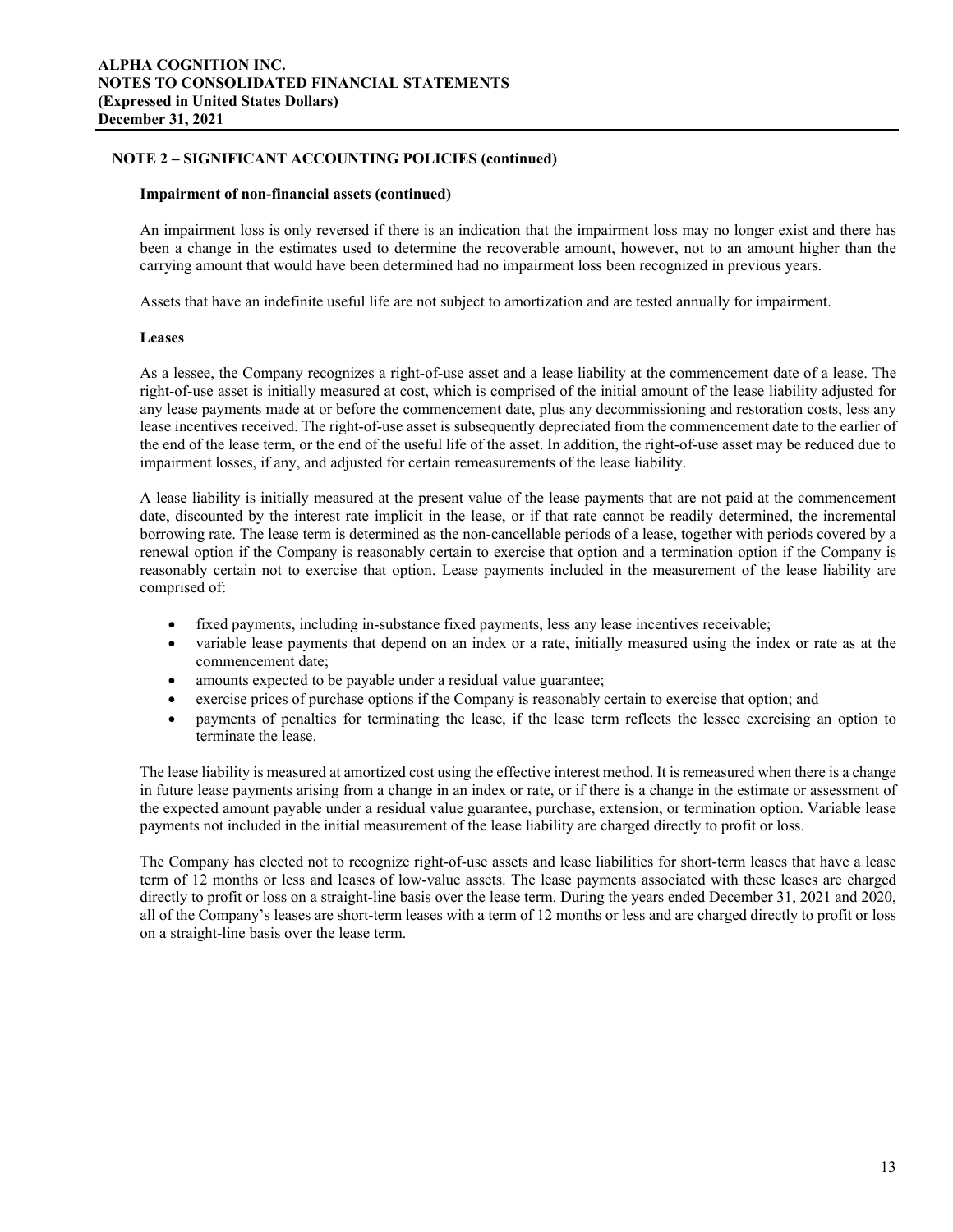## NOTE 2 – SIGNIFICANT ACCOUNTING POLICIES (continued)

### Impairment of non-financial assets (continued)

An impairment loss is only reversed if there is an indication that the impairment loss may no longer exist and there has been a change in the estimates used to determine the recoverable amount, however, not to an amount higher than the carrying amount that would have been determined had no impairment loss been recognized in previous years.

Assets that have an indefinite useful life are not subject to amortization and are tested annually for impairment.

### Leases

As a lessee, the Company recognizes a right-of-use asset and a lease liability at the commencement date of a lease. The right-of-use asset is initially measured at cost, which is comprised of the initial amount of the lease liability adjusted for any lease payments made at or before the commencement date, plus any decommissioning and restoration costs, less any lease incentives received. The right-of-use asset is subsequently depreciated from the commencement date to the earlier of the end of the lease term, or the end of the useful life of the asset. In addition, the right-of-use asset may be reduced due to impairment losses, if any, and adjusted for certain remeasurements of the lease liability.

A lease liability is initially measured at the present value of the lease payments that are not paid at the commencement date, discounted by the interest rate implicit in the lease, or if that rate cannot be readily determined, the incremental borrowing rate. The lease term is determined as the non-cancellable periods of a lease, together with periods covered by a renewal option if the Company is reasonably certain to exercise that option and a termination option if the Company is reasonably certain not to exercise that option. Lease payments included in the measurement of the lease liability are comprised of:

- fixed payments, including in-substance fixed payments, less any lease incentives receivable;
- variable lease payments that depend on an index or a rate, initially measured using the index or rate as at the commencement date;
- amounts expected to be payable under a residual value guarantee;
- exercise prices of purchase options if the Company is reasonably certain to exercise that option; and
- payments of penalties for terminating the lease, if the lease term reflects the lessee exercising an option to terminate the lease.

The lease liability is measured at amortized cost using the effective interest method. It is remeasured when there is a change in future lease payments arising from a change in an index or rate, or if there is a change in the estimate or assessment of the expected amount payable under a residual value guarantee, purchase, extension, or termination option. Variable lease payments not included in the initial measurement of the lease liability are charged directly to profit or loss.

The Company has elected not to recognize right-of-use assets and lease liabilities for short-term leases that have a lease term of 12 months or less and leases of low-value assets. The lease payments associated with these leases are charged directly to profit or loss on a straight-line basis over the lease term. During the years ended December 31, 2021 and 2020, all of the Company's leases are short-term leases with a term of 12 months or less and are charged directly to profit or loss on a straight-line basis over the lease term.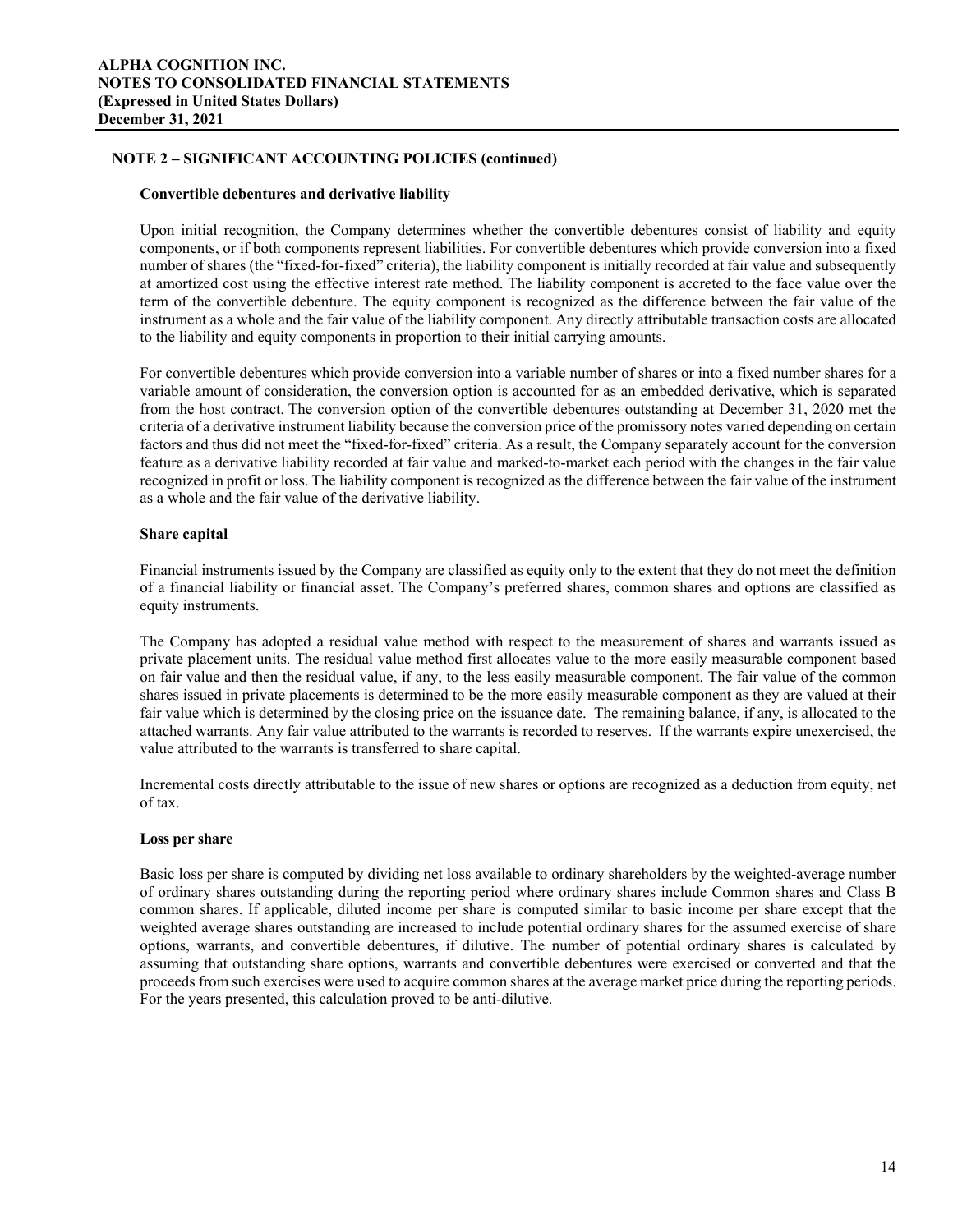## NOTE 2 – SIGNIFICANT ACCOUNTING POLICIES (continued)

### Convertible debentures and derivative liability

Upon initial recognition, the Company determines whether the convertible debentures consist of liability and equity components, or if both components represent liabilities. For convertible debentures which provide conversion into a fixed number of shares (the "fixed-for-fixed" criteria), the liability component is initially recorded at fair value and subsequently at amortized cost using the effective interest rate method. The liability component is accreted to the face value over the term of the convertible debenture. The equity component is recognized as the difference between the fair value of the instrument as a whole and the fair value of the liability component. Any directly attributable transaction costs are allocated to the liability and equity components in proportion to their initial carrying amounts.

For convertible debentures which provide conversion into a variable number of shares or into a fixed number shares for a variable amount of consideration, the conversion option is accounted for as an embedded derivative, which is separated from the host contract. The conversion option of the convertible debentures outstanding at December 31, 2020 met the criteria of a derivative instrument liability because the conversion price of the promissory notes varied depending on certain factors and thus did not meet the "fixed-for-fixed" criteria. As a result, the Company separately account for the conversion feature as a derivative liability recorded at fair value and marked-to-market each period with the changes in the fair value recognized in profit or loss. The liability component is recognized as the difference between the fair value of the instrument as a whole and the fair value of the derivative liability.

### Share capital

Financial instruments issued by the Company are classified as equity only to the extent that they do not meet the definition of a financial liability or financial asset. The Company's preferred shares, common shares and options are classified as equity instruments.

The Company has adopted a residual value method with respect to the measurement of shares and warrants issued as private placement units. The residual value method first allocates value to the more easily measurable component based on fair value and then the residual value, if any, to the less easily measurable component. The fair value of the common shares issued in private placements is determined to be the more easily measurable component as they are valued at their fair value which is determined by the closing price on the issuance date. The remaining balance, if any, is allocated to the attached warrants. Any fair value attributed to the warrants is recorded to reserves. If the warrants expire unexercised, the value attributed to the warrants is transferred to share capital.

Incremental costs directly attributable to the issue of new shares or options are recognized as a deduction from equity, net of tax.

### Loss per share

Basic loss per share is computed by dividing net loss available to ordinary shareholders by the weighted-average number of ordinary shares outstanding during the reporting period where ordinary shares include Common shares and Class B common shares. If applicable, diluted income per share is computed similar to basic income per share except that the weighted average shares outstanding are increased to include potential ordinary shares for the assumed exercise of share options, warrants, and convertible debentures, if dilutive. The number of potential ordinary shares is calculated by assuming that outstanding share options, warrants and convertible debentures were exercised or converted and that the proceeds from such exercises were used to acquire common shares at the average market price during the reporting periods. For the years presented, this calculation proved to be anti-dilutive.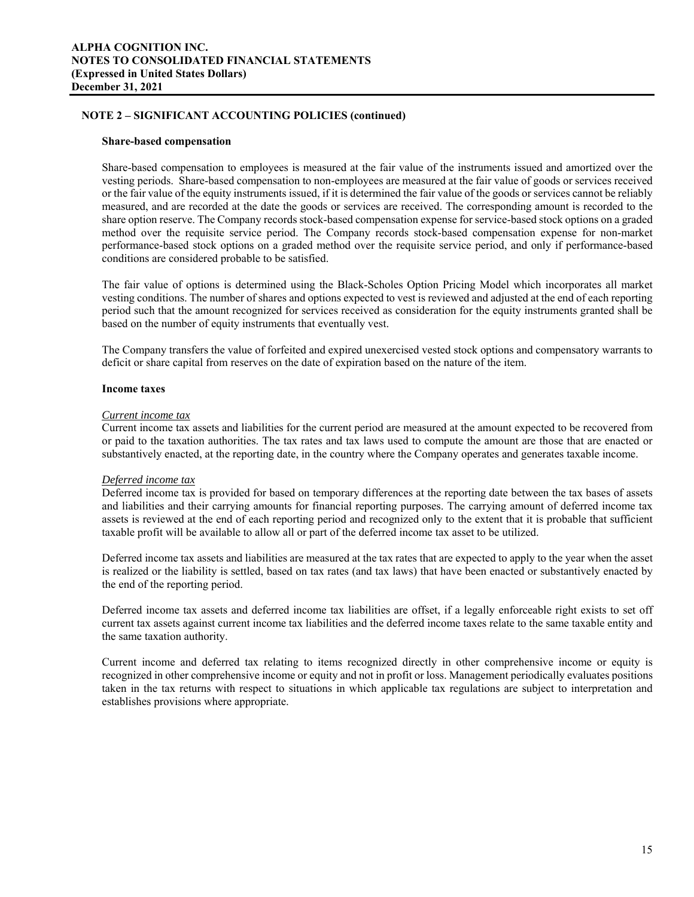## NOTE 2 – SIGNIFICANT ACCOUNTING POLICIES (continued)

### Share-based compensation

Share-based compensation to employees is measured at the fair value of the instruments issued and amortized over the vesting periods. Share-based compensation to non-employees are measured at the fair value of goods or services received or the fair value of the equity instruments issued, if it is determined the fair value of the goods or services cannot be reliably measured, and are recorded at the date the goods or services are received. The corresponding amount is recorded to the share option reserve. The Company records stock-based compensation expense for service-based stock options on a graded method over the requisite service period. The Company records stock-based compensation expense for non-market performance-based stock options on a graded method over the requisite service period, and only if performance-based conditions are considered probable to be satisfied.

The fair value of options is determined using the Black-Scholes Option Pricing Model which incorporates all market vesting conditions. The number of shares and options expected to vest is reviewed and adjusted at the end of each reporting period such that the amount recognized for services received as consideration for the equity instruments granted shall be based on the number of equity instruments that eventually vest.

The Company transfers the value of forfeited and expired unexercised vested stock options and compensatory warrants to deficit or share capital from reserves on the date of expiration based on the nature of the item.

### Income taxes

*Current income tax*

Current income tax assets and liabilities for the current period are measured at the amount expected to be recovered from or paid to the taxation authorities. The tax rates and tax laws used to compute the amount are those that are enacted or substantively enacted, at the reporting date, in the country where the Company operates and generates taxable income.

*Deferred income tax*

Deferred income tax is provided for based on temporary differences at the reporting date between the tax bases of assets and liabilities and their carrying amounts for financial reporting purposes. The carrying amount of deferred income tax assets is reviewed at the end of each reporting period and recognized only to the extent that it is probable that sufficient taxable profit will be available to allow all or part of the deferred income tax asset to be utilized.

Deferred income tax assets and liabilities are measured at the tax rates that are expected to apply to the year when the asset is realized or the liability is settled, based on tax rates (and tax laws) that have been enacted or substantively enacted by the end of the reporting period.

Deferred income tax assets and deferred income tax liabilities are offset, if a legally enforceable right exists to set off current tax assets against current income tax liabilities and the deferred income taxes relate to the same taxable entity and the same taxation authority.

Current income and deferred tax relating to items recognized directly in other comprehensive income or equity is recognized in other comprehensive income or equity and not in profit or loss. Management periodically evaluates positions taken in the tax returns with respect to situations in which applicable tax regulations are subject to interpretation and establishes provisions where appropriate.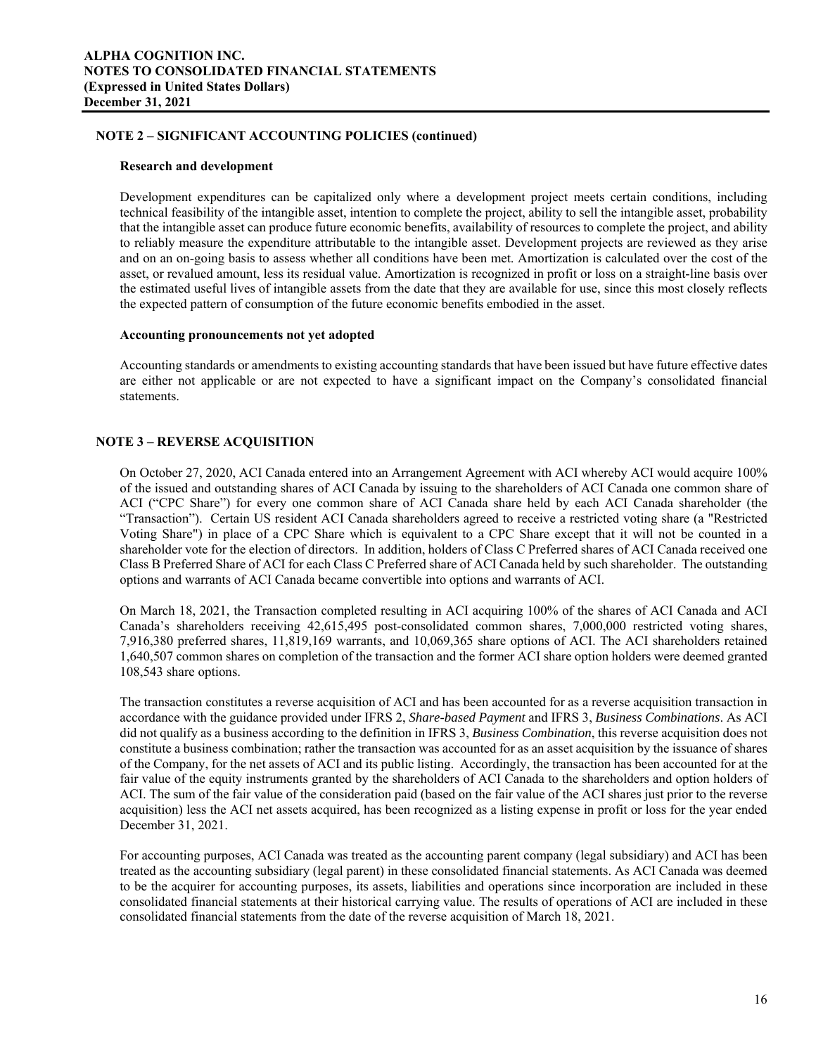## NOTE 2 – SIGNIFICANT ACCOUNTING POLICIES (continued)

### Research and development

Development expenditures can be capitalized only where a development project meets certain conditions, including technical feasibility of the intangible asset, intention to complete the project, ability to sell the intangible asset, probability that the intangible asset can produce future economic benefits, availability of resources to complete the project, and ability to reliably measure the expenditure attributable to the intangible asset. Development projects are reviewed as they arise and on an on-going basis to assess whether all conditions have been met. Amortization is calculated over the cost of the asset, or revalued amount, less its residual value. Amortization is recognized in profit or loss on a straight-line basis over the estimated useful lives of intangible assets from the date that they are available for use, since this most closely reflects the expected pattern of consumption of the future economic benefits embodied in the asset.

### Accounting pronouncements not yet adopted

Accounting standards or amendments to existing accounting standards that have been issued but have future effective dates are either not applicable or are not expected to have a significant impact on the Company's consolidated financial statements.

## NOTE 3 – REVERSE ACQUISITION

On October 27, 2020, ACI Canada entered into an Arrangement Agreement with ACI whereby ACI would acquire 100% of the issued and outstanding shares of ACI Canada by issuing to the shareholders of ACI Canada one common share of ACI ("CPC Share") for every one common share of ACI Canada share held by each ACI Canada shareholder (the "Transaction"). Certain US resident ACI Canada shareholders agreed to receive a restricted voting share (a "Restricted Voting Share") in place of a CPC Share which is equivalent to a CPC Share except that it will not be counted in a shareholder vote for the election of directors. In addition, holders of Class C Preferred shares of ACI Canada received one Class B Preferred Share of ACI for each Class C Preferred share of ACI Canada held by such shareholder. The outstanding options and warrants of ACI Canada became convertible into options and warrants of ACI.

On March 18, 2021, the Transaction completed resulting in ACI acquiring 100% of the shares of ACI Canada and ACI Canada's shareholders receiving 42,615,495 post-consolidated common shares, 7,000,000 restricted voting shares, 7,916,380 preferred shares, 11,819,169 warrants, and 10,069,365 share options of ACI. The ACI shareholders retained 1,640,507 common shares on completion of the transaction and the former ACI share option holders were deemed granted 108,543 share options.

The transaction constitutes a reverse acquisition of ACI and has been accounted for as a reverse acquisition transaction in accordance with the guidance provided under IFRS 2, *Share-based Payment* and IFRS 3, *Business Combinations*. As ACI did not qualify as a business according to the definition in IFRS 3, *Business Combination*, this reverse acquisition does not constitute a business combination; rather the transaction was accounted for as an asset acquisition by the issuance of shares of the Company, for the net assets of ACI and its public listing. Accordingly, the transaction has been accounted for at the fair value of the equity instruments granted by the shareholders of ACI Canada to the shareholders and option holders of ACI. The sum of the fair value of the consideration paid (based on the fair value of the ACI shares just prior to the reverse acquisition) less the ACI net assets acquired, has been recognized as a listing expense in profit or loss for the year ended December 31, 2021.

For accounting purposes, ACI Canada was treated as the accounting parent company (legal subsidiary) and ACI has been treated as the accounting subsidiary (legal parent) in these consolidated financial statements. As ACI Canada was deemed to be the acquirer for accounting purposes, its assets, liabilities and operations since incorporation are included in these consolidated financial statements at their historical carrying value. The results of operations of ACI are included in these consolidated financial statements from the date of the reverse acquisition of March 18, 2021.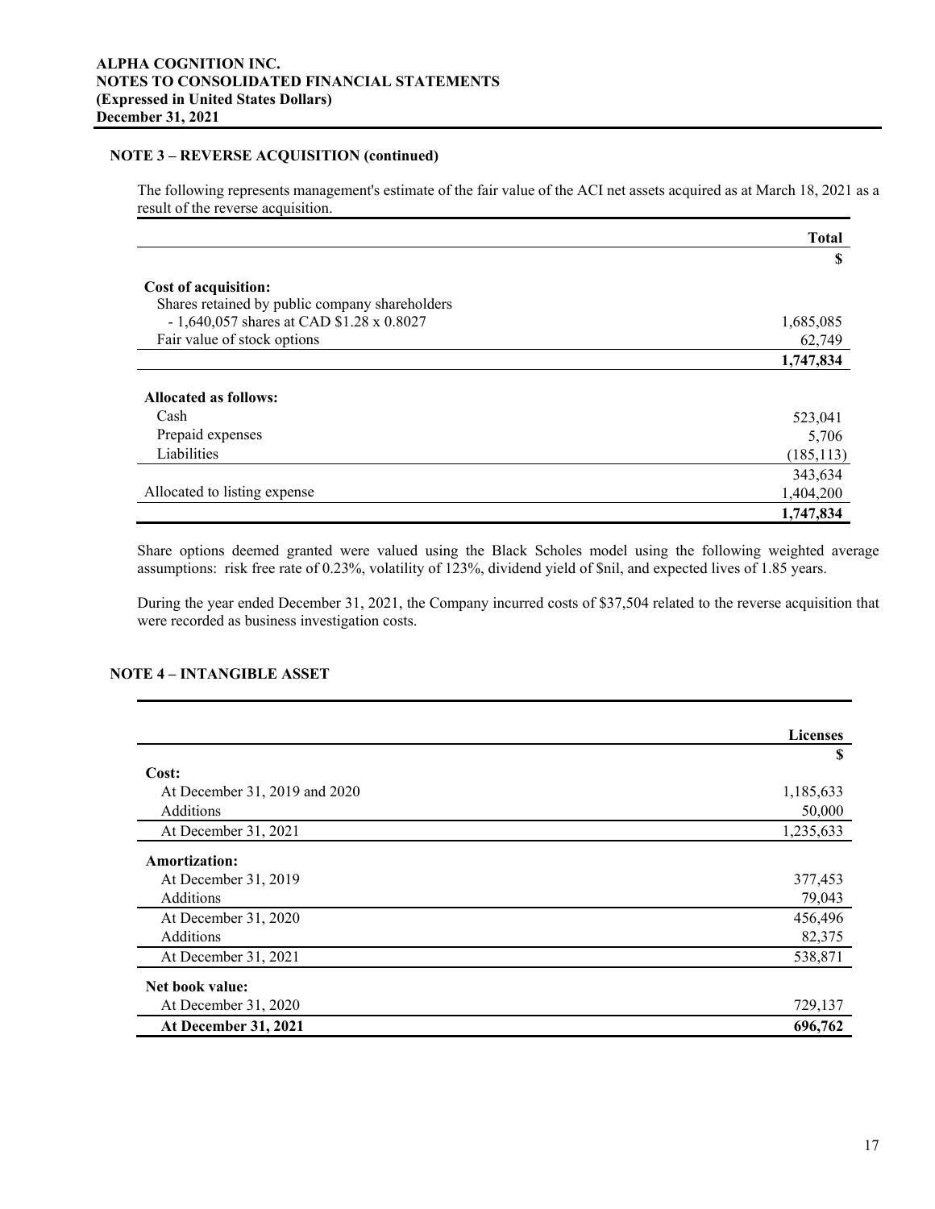## NOTE 3 – REVERSE ACQUISITION (continued)

The following represents management's estimate of the fair value of the ACI net assets acquired as at March 18, 2021 as a result of the reverse acquisition.

| | Total |
|---|---|
| | $ |
| **Cost of acquisition:** | |
| Shares retained by public company shareholders | |
| - 1,640,057 shares at CAD $1.28 x 0.8027 | 1,685,085 |
| Fair value of stock options | 62,749 |
| | **1,747,834** |
| **Allocated as follows:** | |
| Cash | 523,041 |
| Prepaid expenses | 5,706 |
| Liabilities | (185,113) |
| | 343,634 |
| Allocated to listing expense | 1,404,200 |
| | **1,747,834** |

Share options deemed granted were valued using the Black Scholes model using the following weighted average assumptions: risk free rate of 0.23%, volatility of 123%, dividend yield of $nil, and expected lives of 1.85 years.

During the year ended December 31, 2021, the Company incurred costs of $37,504 related to the reverse acquisition that were recorded as business investigation costs.

## NOTE 4 – INTANGIBLE ASSET

| | Licenses |
|---|---|
| | $ |
| **Cost:** | |
| At December 31, 2019 and 2020 | 1,185,633 |
| Additions | 50,000 |
| At December 31, 2021 | 1,235,633 |
| **Amortization:** | |
| At December 31, 2019 | 377,453 |
| Additions | 79,043 |
| At December 31, 2020 | 456,496 |
| Additions | 82,375 |
| At December 31, 2021 | 538,871 |
| **Net book value:** | |
| At December 31, 2020 | 729,137 |
| **At December 31, 2021** | **696,762** |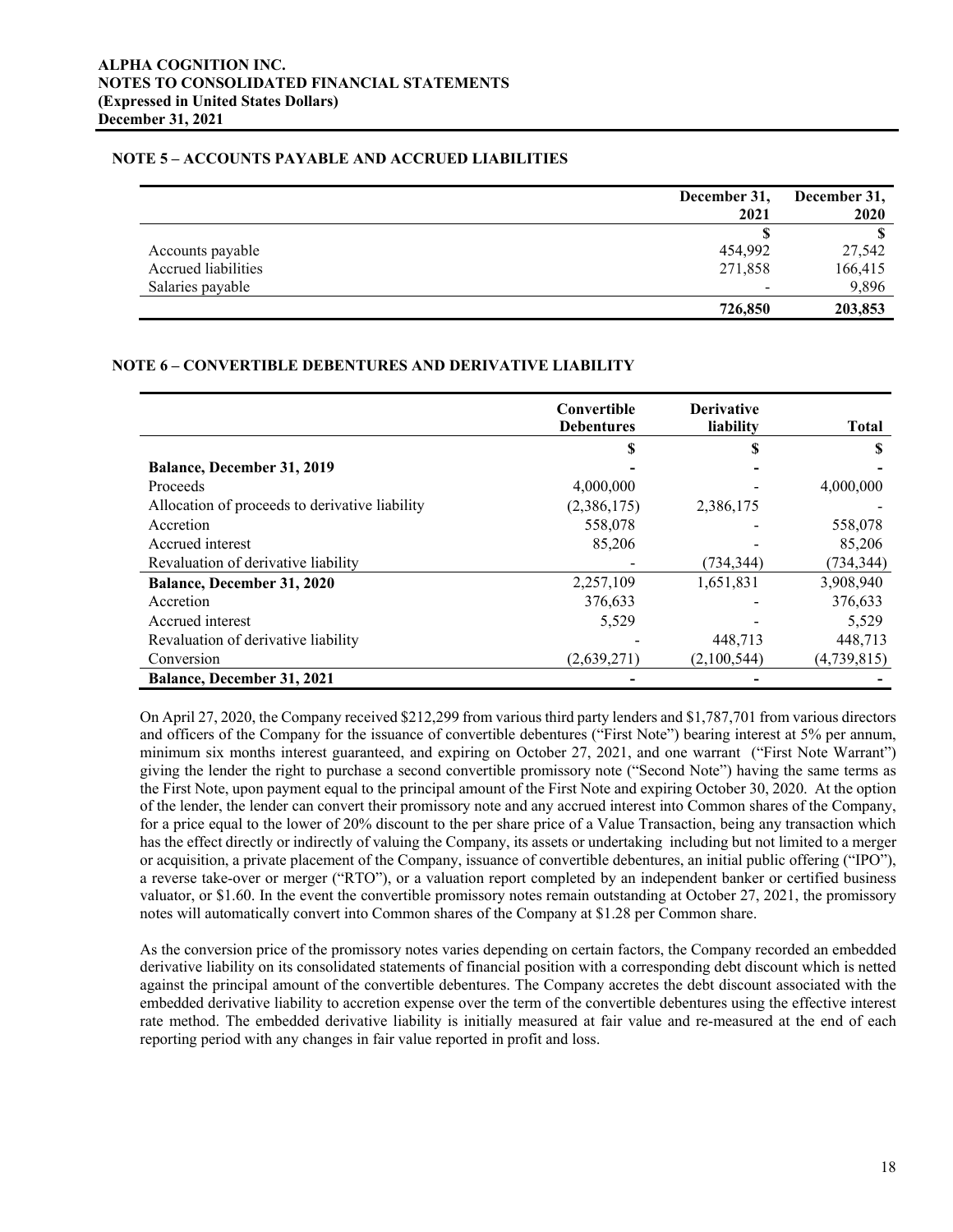## NOTE 5 – ACCOUNTS PAYABLE AND ACCRUED LIABILITIES

| | December 31, 2021 | December 31, 2020 |
|---|---|---|
| | $ | $ |
| Accounts payable | 454,992 | 27,542 |
| Accrued liabilities | 271,858 | 166,415 |
| Salaries payable | - | 9,896 |
| | **726,850** | **203,853** |

## NOTE 6 – CONVERTIBLE DEBENTURES AND DERIVATIVE LIABILITY

| | Convertible Debentures | Derivative liability | Total |
|---|---|---|---|
| | $ | $ | $ |
| **Balance, December 31, 2019** | - | - | - |
| Proceeds | 4,000,000 | - | 4,000,000 |
| Allocation of proceeds to derivative liability | (2,386,175) | 2,386,175 | - |
| Accretion | 558,078 | - | 558,078 |
| Accrued interest | 85,206 | - | 85,206 |
| Revaluation of derivative liability | - | (734,344) | (734,344) |
| **Balance, December 31, 2020** | 2,257,109 | 1,651,831 | 3,908,940 |
| Accretion | 376,633 | - | 376,633 |
| Accrued interest | 5,529 | - | 5,529 |
| Revaluation of derivative liability | - | 448,713 | 448,713 |
| Conversion | (2,639,271) | (2,100,544) | (4,739,815) |
| **Balance, December 31, 2021** | - | - | - |

On April 27, 2020, the Company received $212,299 from various third party lenders and $1,787,701 from various directors and officers of the Company for the issuance of convertible debentures ("First Note") bearing interest at 5% per annum, minimum six months interest guaranteed, and expiring on October 27, 2021, and one warrant ("First Note Warrant") giving the lender the right to purchase a second convertible promissory note ("Second Note") having the same terms as the First Note, upon payment equal to the principal amount of the First Note and expiring October 30, 2020. At the option of the lender, the lender can convert their promissory note and any accrued interest into Common shares of the Company, for a price equal to the lower of 20% discount to the per share price of a Value Transaction, being any transaction which has the effect directly or indirectly of valuing the Company, its assets or undertaking including but not limited to a merger or acquisition, a private placement of the Company, issuance of convertible debentures, an initial public offering ("IPO"), a reverse take-over or merger ("RTO"), or a valuation report completed by an independent banker or certified business valuator, or $1.60. In the event the convertible promissory notes remain outstanding at October 27, 2021, the promissory notes will automatically convert into Common shares of the Company at $1.28 per Common share.

As the conversion price of the promissory notes varies depending on certain factors, the Company recorded an embedded derivative liability on its consolidated statements of financial position with a corresponding debt discount which is netted against the principal amount of the convertible debentures. The Company accretes the debt discount associated with the embedded derivative liability to accretion expense over the term of the convertible debentures using the effective interest rate method. The embedded derivative liability is initially measured at fair value and re-measured at the end of each reporting period with any changes in fair value reported in profit and loss.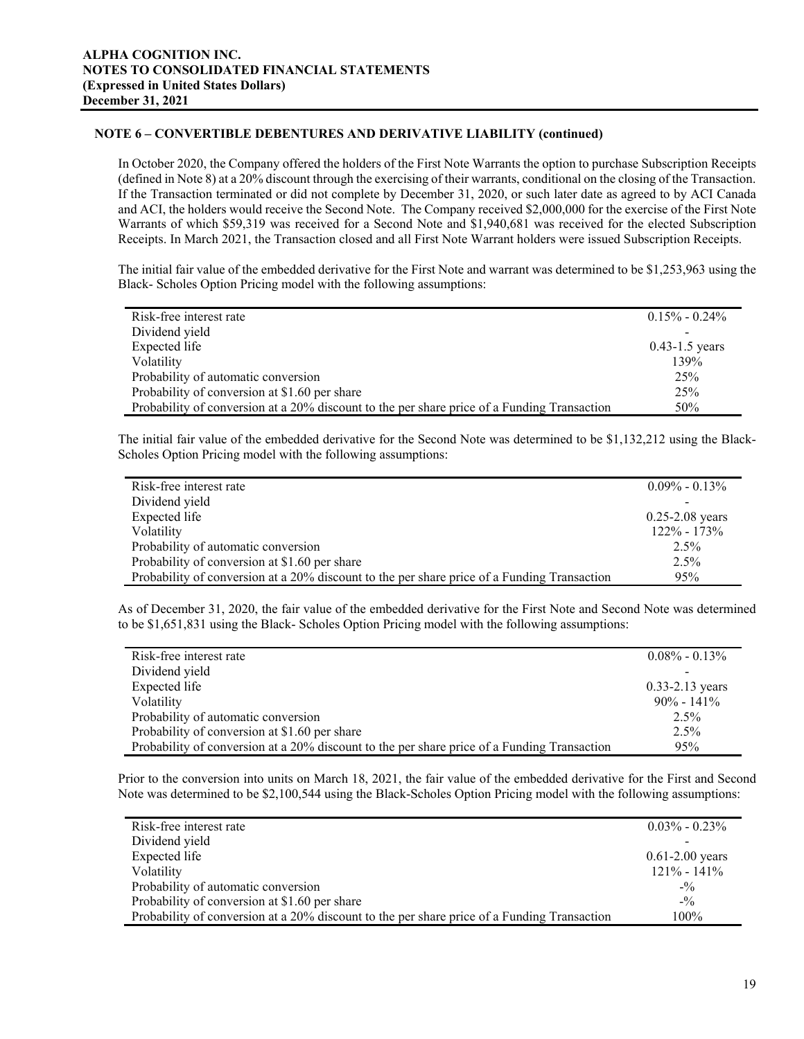## NOTE 6 – CONVERTIBLE DEBENTURES AND DERIVATIVE LIABILITY (continued)

In October 2020, the Company offered the holders of the First Note Warrants the option to purchase Subscription Receipts (defined in Note 8) at a 20% discount through the exercising of their warrants, conditional on the closing of the Transaction. If the Transaction terminated or did not complete by December 31, 2020, or such later date as agreed to by ACI Canada and ACI, the holders would receive the Second Note. The Company received $2,000,000 for the exercise of the First Note Warrants of which $59,319 was received for a Second Note and $1,940,681 was received for the elected Subscription Receipts. In March 2021, the Transaction closed and all First Note Warrant holders were issued Subscription Receipts.

The initial fair value of the embedded derivative for the First Note and warrant was determined to be $1,253,963 using the Black- Scholes Option Pricing model with the following assumptions:

| | |
|---|---|
| Risk-free interest rate | 0.15% - 0.24% |
| Dividend yield | - |
| Expected life | 0.43-1.5 years |
| Volatility | 139% |
| Probability of automatic conversion | 25% |
| Probability of conversion at $1.60 per share | 25% |
| Probability of conversion at a 20% discount to the per share price of a Funding Transaction | 50% |

The initial fair value of the embedded derivative for the Second Note was determined to be $1,132,212 using the Black-Scholes Option Pricing model with the following assumptions:

| | |
|---|---|
| Risk-free interest rate | 0.09% - 0.13% |
| Dividend yield | - |
| Expected life | 0.25-2.08 years |
| Volatility | 122% - 173% |
| Probability of automatic conversion | 2.5% |
| Probability of conversion at $1.60 per share | 2.5% |
| Probability of conversion at a 20% discount to the per share price of a Funding Transaction | 95% |

As of December 31, 2020, the fair value of the embedded derivative for the First Note and Second Note was determined to be $1,651,831 using the Black- Scholes Option Pricing model with the following assumptions:

| | |
|---|---|
| Risk-free interest rate | 0.08% - 0.13% |
| Dividend yield | - |
| Expected life | 0.33-2.13 years |
| Volatility | 90% - 141% |
| Probability of automatic conversion | 2.5% |
| Probability of conversion at $1.60 per share | 2.5% |
| Probability of conversion at a 20% discount to the per share price of a Funding Transaction | 95% |

Prior to the conversion into units on March 18, 2021, the fair value of the embedded derivative for the First and Second Note was determined to be $2,100,544 using the Black-Scholes Option Pricing model with the following assumptions:

| | |
|---|---|
| Risk-free interest rate | 0.03% - 0.23% |
| Dividend yield | - |
| Expected life | 0.61-2.00 years |
| Volatility | 121% - 141% |
| Probability of automatic conversion | -% |
| Probability of conversion at $1.60 per share | -% |
| Probability of conversion at a 20% discount to the per share price of a Funding Transaction | 100% |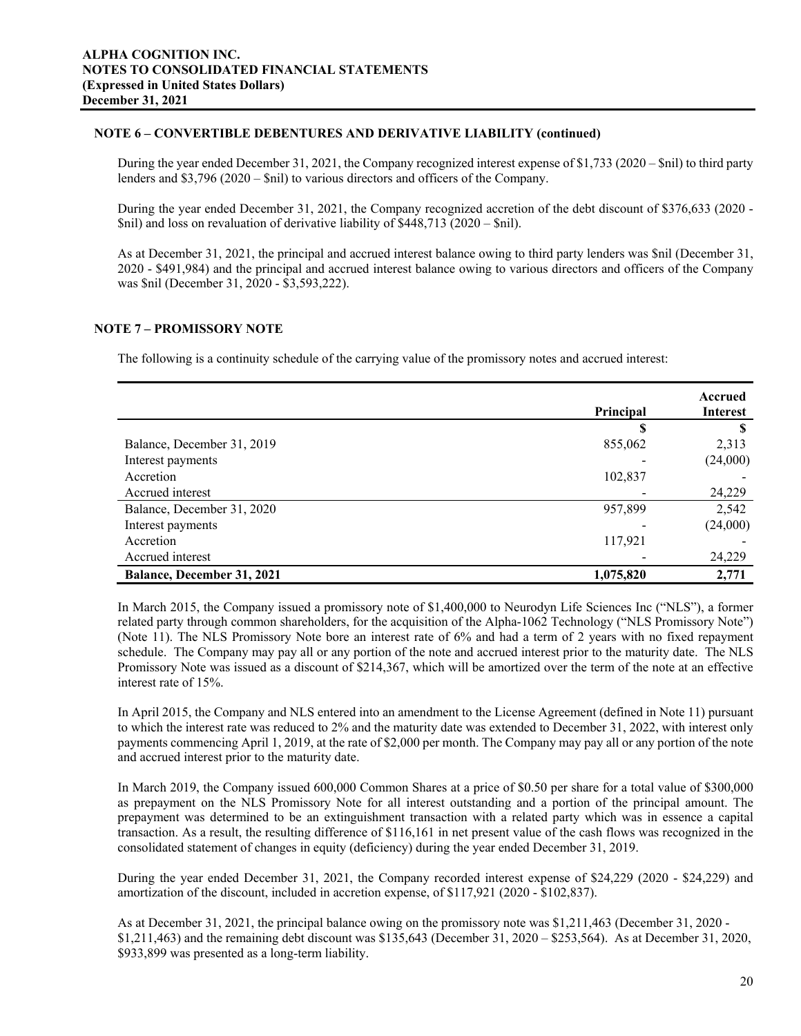### NOTE 6 – CONVERTIBLE DEBENTURES AND DERIVATIVE LIABILITY (continued)

During the year ended December 31, 2021, the Company recognized interest expense of $1,733 (2020 – $nil) to third party lenders and $3,796 (2020 – $nil) to various directors and officers of the Company.

During the year ended December 31, 2021, the Company recognized accretion of the debt discount of $376,633 (2020 - $nil) and loss on revaluation of derivative liability of $448,713 (2020 – $nil).

As at December 31, 2021, the principal and accrued interest balance owing to third party lenders was $nil (December 31, 2020 - $491,984) and the principal and accrued interest balance owing to various directors and officers of the Company was $nil (December 31, 2020 - $3,593,222).

### NOTE 7 – PROMISSORY NOTE

The following is a continuity schedule of the carrying value of the promissory notes and accrued interest:

| | Principal | Accrued Interest |
|---|---|---|
| | $ | $ |
| Balance, December 31, 2019 | 855,062 | 2,313 |
| Interest payments | - | (24,000) |
| Accretion | 102,837 | - |
| Accrued interest | - | 24,229 |
| Balance, December 31, 2020 | 957,899 | 2,542 |
| Interest payments | - | (24,000) |
| Accretion | 117,921 | - |
| Accrued interest | - | 24,229 |
| **Balance, December 31, 2021** | **1,075,820** | **2,771** |

In March 2015, the Company issued a promissory note of $1,400,000 to Neurodyn Life Sciences Inc ("NLS"), a former related party through common shareholders, for the acquisition of the Alpha-1062 Technology ("NLS Promissory Note") (Note 11). The NLS Promissory Note bore an interest rate of 6% and had a term of 2 years with no fixed repayment schedule. The Company may pay all or any portion of the note and accrued interest prior to the maturity date. The NLS Promissory Note was issued as a discount of $214,367, which will be amortized over the term of the note at an effective interest rate of 15%.

In April 2015, the Company and NLS entered into an amendment to the License Agreement (defined in Note 11) pursuant to which the interest rate was reduced to 2% and the maturity date was extended to December 31, 2022, with interest only payments commencing April 1, 2019, at the rate of $2,000 per month. The Company may pay all or any portion of the note and accrued interest prior to the maturity date.

In March 2019, the Company issued 600,000 Common Shares at a price of $0.50 per share for a total value of $300,000 as prepayment on the NLS Promissory Note for all interest outstanding and a portion of the principal amount. The prepayment was determined to be an extinguishment transaction with a related party which was in essence a capital transaction. As a result, the resulting difference of $116,161 in net present value of the cash flows was recognized in the consolidated statement of changes in equity (deficiency) during the year ended December 31, 2019.

During the year ended December 31, 2021, the Company recorded interest expense of $24,229 (2020 - $24,229) and amortization of the discount, included in accretion expense, of $117,921 (2020 - $102,837).

As at December 31, 2021, the principal balance owing on the promissory note was $1,211,463 (December 31, 2020 - $1,211,463) and the remaining debt discount was $135,643 (December 31, 2020 – $253,564). As at December 31, 2020, $933,899 was presented as a long-term liability.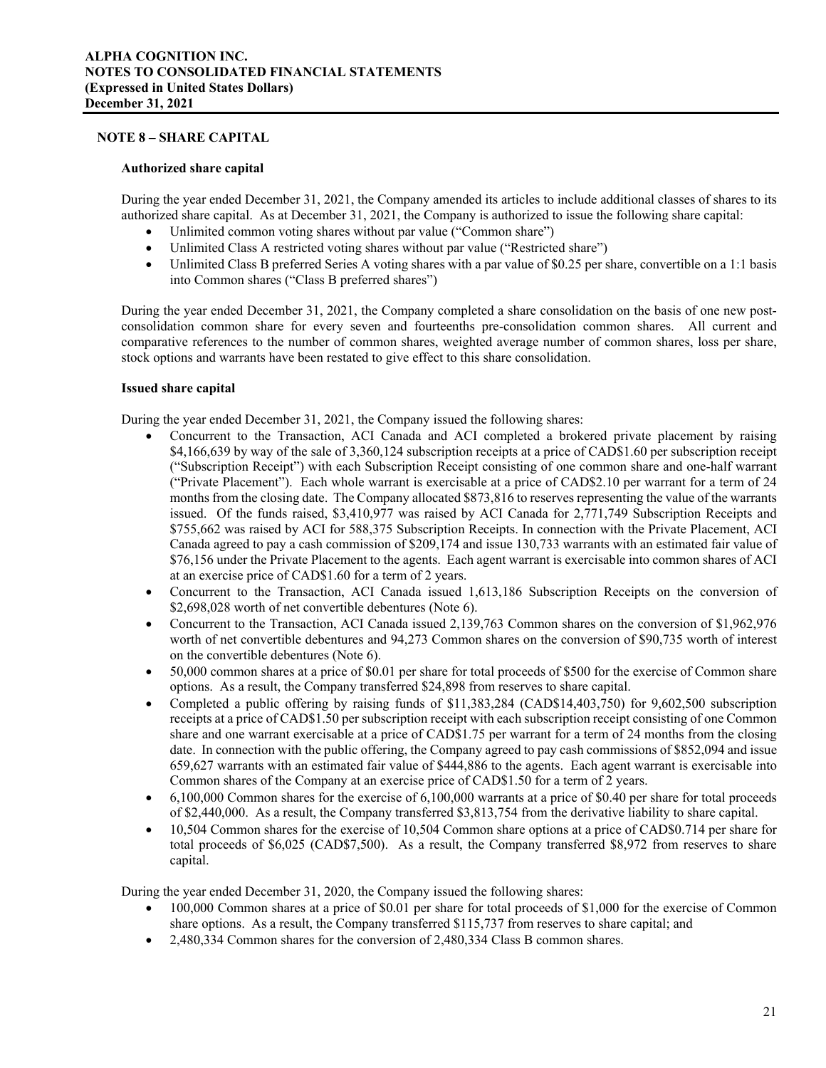## NOTE 8 – SHARE CAPITAL

### Authorized share capital

During the year ended December 31, 2021, the Company amended its articles to include additional classes of shares to its authorized share capital. As at December 31, 2021, the Company is authorized to issue the following share capital:

- Unlimited common voting shares without par value ("Common share")
- Unlimited Class A restricted voting shares without par value ("Restricted share")
- Unlimited Class B preferred Series A voting shares with a par value of $0.25 per share, convertible on a 1:1 basis into Common shares ("Class B preferred shares")

During the year ended December 31, 2021, the Company completed a share consolidation on the basis of one new post-consolidation common share for every seven and fourteenths pre-consolidation common shares. All current and comparative references to the number of common shares, weighted average number of common shares, loss per share, stock options and warrants have been restated to give effect to this share consolidation.

### Issued share capital

During the year ended December 31, 2021, the Company issued the following shares:

- Concurrent to the Transaction, ACI Canada and ACI completed a brokered private placement by raising $4,166,639 by way of the sale of 3,360,124 subscription receipts at a price of CAD$1.60 per subscription receipt ("Subscription Receipt") with each Subscription Receipt consisting of one common share and one-half warrant ("Private Placement"). Each whole warrant is exercisable at a price of CAD$2.10 per warrant for a term of 24 months from the closing date. The Company allocated $873,816 to reserves representing the value of the warrants issued. Of the funds raised, $3,410,977 was raised by ACI Canada for 2,771,749 Subscription Receipts and $755,662 was raised by ACI for 588,375 Subscription Receipts. In connection with the Private Placement, ACI Canada agreed to pay a cash commission of $209,174 and issue 130,733 warrants with an estimated fair value of $76,156 under the Private Placement to the agents. Each agent warrant is exercisable into common shares of ACI at an exercise price of CAD$1.60 for a term of 2 years.
- Concurrent to the Transaction, ACI Canada issued 1,613,186 Subscription Receipts on the conversion of $2,698,028 worth of net convertible debentures (Note 6).
- Concurrent to the Transaction, ACI Canada issued 2,139,763 Common shares on the conversion of $1,962,976 worth of net convertible debentures and 94,273 Common shares on the conversion of $90,735 worth of interest on the convertible debentures (Note 6).
- 50,000 common shares at a price of $0.01 per share for total proceeds of $500 for the exercise of Common share options. As a result, the Company transferred $24,898 from reserves to share capital.
- Completed a public offering by raising funds of $11,383,284 (CAD$14,403,750) for 9,602,500 subscription receipts at a price of CAD$1.50 per subscription receipt with each subscription receipt consisting of one Common share and one warrant exercisable at a price of CAD$1.75 per warrant for a term of 24 months from the closing date. In connection with the public offering, the Company agreed to pay cash commissions of $852,094 and issue 659,627 warrants with an estimated fair value of $444,886 to the agents. Each agent warrant is exercisable into Common shares of the Company at an exercise price of CAD$1.50 for a term of 2 years.
- 6,100,000 Common shares for the exercise of 6,100,000 warrants at a price of $0.40 per share for total proceeds of $2,440,000. As a result, the Company transferred $3,813,754 from the derivative liability to share capital.
- 10,504 Common shares for the exercise of 10,504 Common share options at a price of CAD$0.714 per share for total proceeds of $6,025 (CAD$7,500). As a result, the Company transferred $8,972 from reserves to share capital.

During the year ended December 31, 2020, the Company issued the following shares:

- 100,000 Common shares at a price of $0.01 per share for total proceeds of $1,000 for the exercise of Common share options. As a result, the Company transferred $115,737 from reserves to share capital; and
- 2,480,334 Common shares for the conversion of 2,480,334 Class B common shares.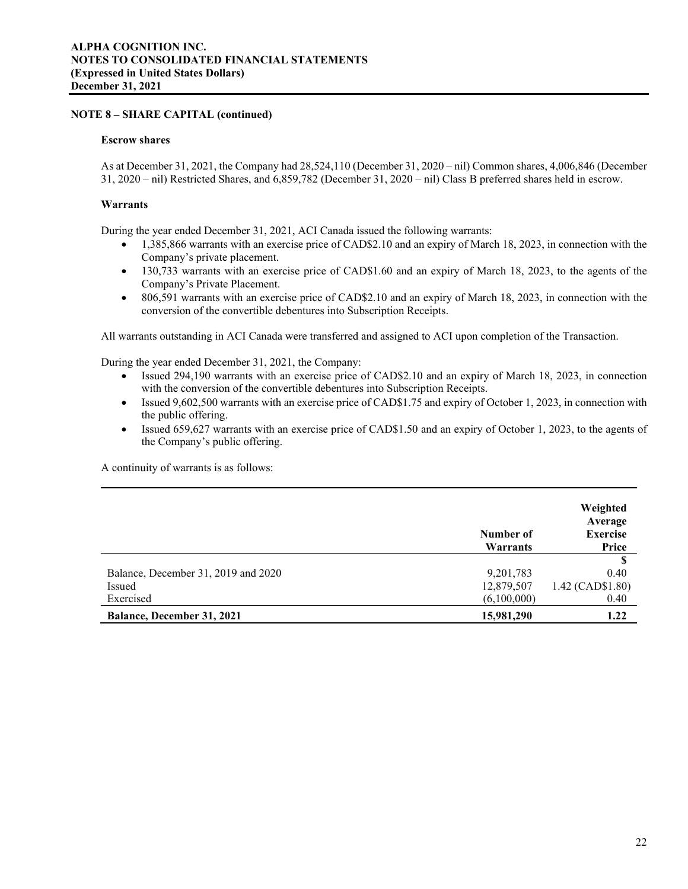## NOTE 8 – SHARE CAPITAL (continued)

### Escrow shares

As at December 31, 2021, the Company had 28,524,110 (December 31, 2020 – nil) Common shares, 4,006,846 (December 31, 2020 – nil) Restricted Shares, and 6,859,782 (December 31, 2020 – nil) Class B preferred shares held in escrow.

### Warrants

During the year ended December 31, 2021, ACI Canada issued the following warrants:

- 1,385,866 warrants with an exercise price of CAD$2.10 and an expiry of March 18, 2023, in connection with the Company's private placement.
- 130,733 warrants with an exercise price of CAD$1.60 and an expiry of March 18, 2023, to the agents of the Company's Private Placement.
- 806,591 warrants with an exercise price of CAD$2.10 and an expiry of March 18, 2023, in connection with the conversion of the convertible debentures into Subscription Receipts.

All warrants outstanding in ACI Canada were transferred and assigned to ACI upon completion of the Transaction.

During the year ended December 31, 2021, the Company:

- Issued 294,190 warrants with an exercise price of CAD$2.10 and an expiry of March 18, 2023, in connection with the conversion of the convertible debentures into Subscription Receipts.
- Issued 9,602,500 warrants with an exercise price of CAD$1.75 and expiry of October 1, 2023, in connection with the public offering.
- Issued 659,627 warrants with an exercise price of CAD$1.50 and an expiry of October 1, 2023, to the agents of the Company's public offering.

A continuity of warrants is as follows:

| | Number of Warrants | Weighted Average Exercise Price |
|---|---|---|
| | | $ |
| Balance, December 31, 2019 and 2020 | 9,201,783 | 0.40 |
| Issued | 12,879,507 | 1.42 (CAD$1.80) |
| Exercised | (6,100,000) | 0.40 |
| **Balance, December 31, 2021** | **15,981,290** | **1.22** |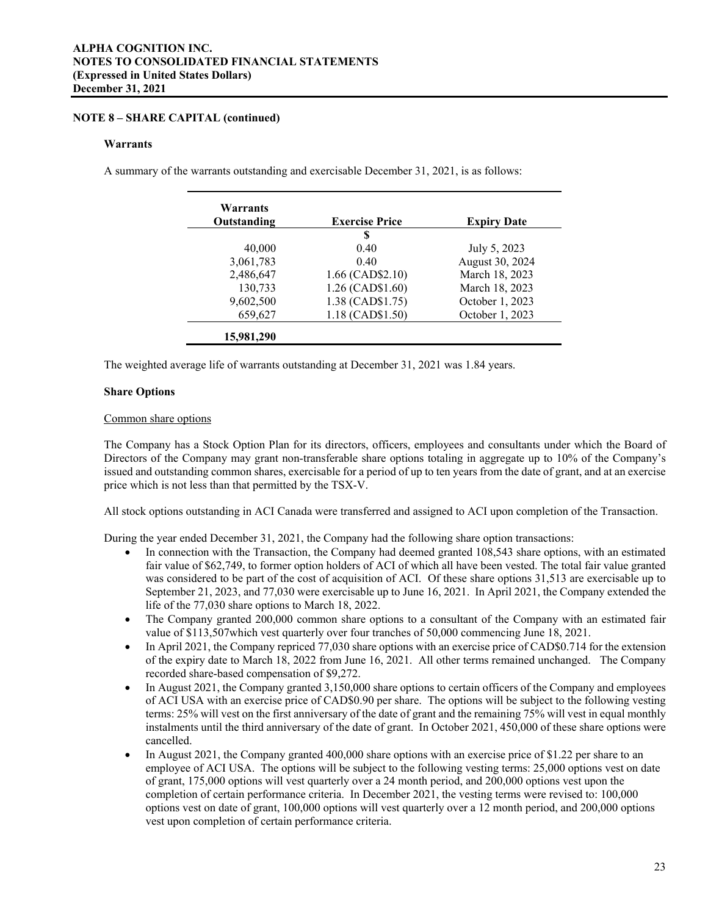## NOTE 8 – SHARE CAPITAL (continued)

### Warrants

A summary of the warrants outstanding and exercisable December 31, 2021, is as follows:

| Warrants Outstanding | Exercise Price | Expiry Date |
|---|---|---|
| | $ | |
| 40,000 | 0.40 | July 5, 2023 |
| 3,061,783 | 0.40 | August 30, 2024 |
| 2,486,647 | 1.66 (CAD$2.10) | March 18, 2023 |
| 130,733 | 1.26 (CAD$1.60) | March 18, 2023 |
| 9,602,500 | 1.38 (CAD$1.75) | October 1, 2023 |
| 659,627 | 1.18 (CAD$1.50) | October 1, 2023 |
| **15,981,290** | | |

The weighted average life of warrants outstanding at December 31, 2021 was 1.84 years.

### Share Options

Common share options

The Company has a Stock Option Plan for its directors, officers, employees and consultants under which the Board of Directors of the Company may grant non-transferable share options totaling in aggregate up to 10% of the Company's issued and outstanding common shares, exercisable for a period of up to ten years from the date of grant, and at an exercise price which is not less than that permitted by the TSX-V.

All stock options outstanding in ACI Canada were transferred and assigned to ACI upon completion of the Transaction.

During the year ended December 31, 2021, the Company had the following share option transactions:

- In connection with the Transaction, the Company had deemed granted 108,543 share options, with an estimated fair value of $62,749, to former option holders of ACI of which all have been vested. The total fair value granted was considered to be part of the cost of acquisition of ACI. Of these share options 31,513 are exercisable up to September 21, 2023, and 77,030 were exercisable up to June 16, 2021. In April 2021, the Company extended the life of the 77,030 share options to March 18, 2022.
- The Company granted 200,000 common share options to a consultant of the Company with an estimated fair value of $113,507which vest quarterly over four tranches of 50,000 commencing June 18, 2021.
- In April 2021, the Company repriced 77,030 share options with an exercise price of CAD$0.714 for the extension of the expiry date to March 18, 2022 from June 16, 2021. All other terms remained unchanged. The Company recorded share-based compensation of $9,272.
- In August 2021, the Company granted 3,150,000 share options to certain officers of the Company and employees of ACI USA with an exercise price of CAD$0.90 per share. The options will be subject to the following vesting terms: 25% will vest on the first anniversary of the date of grant and the remaining 75% will vest in equal monthly instalments until the third anniversary of the date of grant. In October 2021, 450,000 of these share options were cancelled.
- In August 2021, the Company granted 400,000 share options with an exercise price of $1.22 per share to an employee of ACI USA. The options will be subject to the following vesting terms: 25,000 options vest on date of grant, 175,000 options will vest quarterly over a 24 month period, and 200,000 options vest upon the completion of certain performance criteria. In December 2021, the vesting terms were revised to: 100,000 options vest on date of grant, 100,000 options will vest quarterly over a 12 month period, and 200,000 options vest upon completion of certain performance criteria.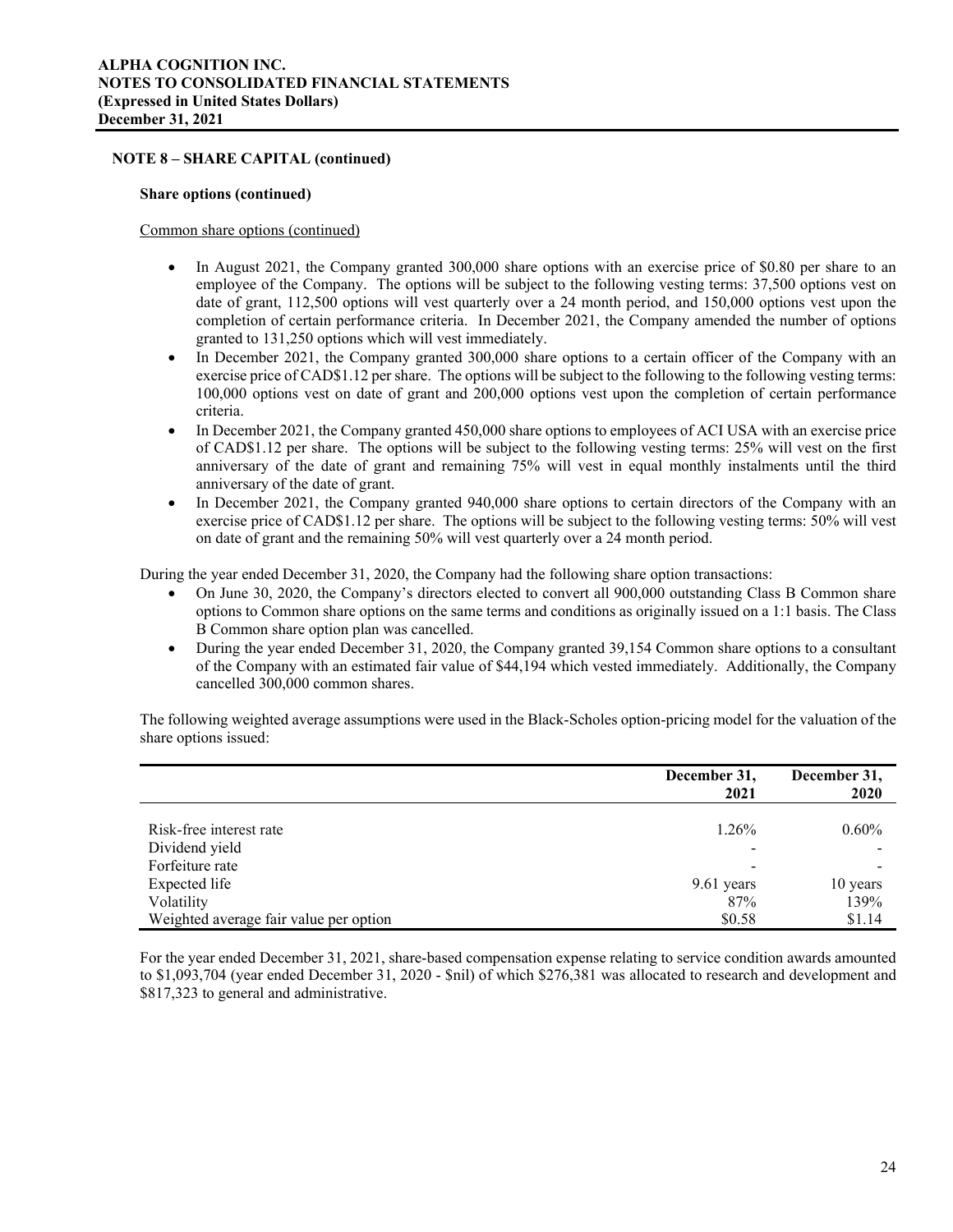## NOTE 8 – SHARE CAPITAL (continued)

### Share options (continued)

Common share options (continued)

- In August 2021, the Company granted 300,000 share options with an exercise price of $0.80 per share to an employee of the Company. The options will be subject to the following vesting terms: 37,500 options vest on date of grant, 112,500 options will vest quarterly over a 24 month period, and 150,000 options vest upon the completion of certain performance criteria. In December 2021, the Company amended the number of options granted to 131,250 options which will vest immediately.
- In December 2021, the Company granted 300,000 share options to a certain officer of the Company with an exercise price of CAD$1.12 per share. The options will be subject to the following to the following vesting terms: 100,000 options vest on date of grant and 200,000 options vest upon the completion of certain performance criteria.
- In December 2021, the Company granted 450,000 share options to employees of ACI USA with an exercise price of CAD$1.12 per share. The options will be subject to the following vesting terms: 25% will vest on the first anniversary of the date of grant and remaining 75% will vest in equal monthly instalments until the third anniversary of the date of grant.
- In December 2021, the Company granted 940,000 share options to certain directors of the Company with an exercise price of CAD$1.12 per share. The options will be subject to the following vesting terms: 50% will vest on date of grant and the remaining 50% will vest quarterly over a 24 month period.

During the year ended December 31, 2020, the Company had the following share option transactions:

- On June 30, 2020, the Company's directors elected to convert all 900,000 outstanding Class B Common share options to Common share options on the same terms and conditions as originally issued on a 1:1 basis. The Class B Common share option plan was cancelled.
- During the year ended December 31, 2020, the Company granted 39,154 Common share options to a consultant of the Company with an estimated fair value of $44,194 which vested immediately. Additionally, the Company cancelled 300,000 common shares.

The following weighted average assumptions were used in the Black-Scholes option-pricing model for the valuation of the share options issued:

| | December 31, 2021 | December 31, 2020 |
|---|---|---|
| Risk-free interest rate | 1.26% | 0.60% |
| Dividend yield | - | - |
| Forfeiture rate | - | - |
| Expected life | 9.61 years | 10 years |
| Volatility | 87% | 139% |
| Weighted average fair value per option | $0.58 | $1.14 |

For the year ended December 31, 2021, share-based compensation expense relating to service condition awards amounted to $1,093,704 (year ended December 31, 2020 - $nil) of which $276,381 was allocated to research and development and $817,323 to general and administrative.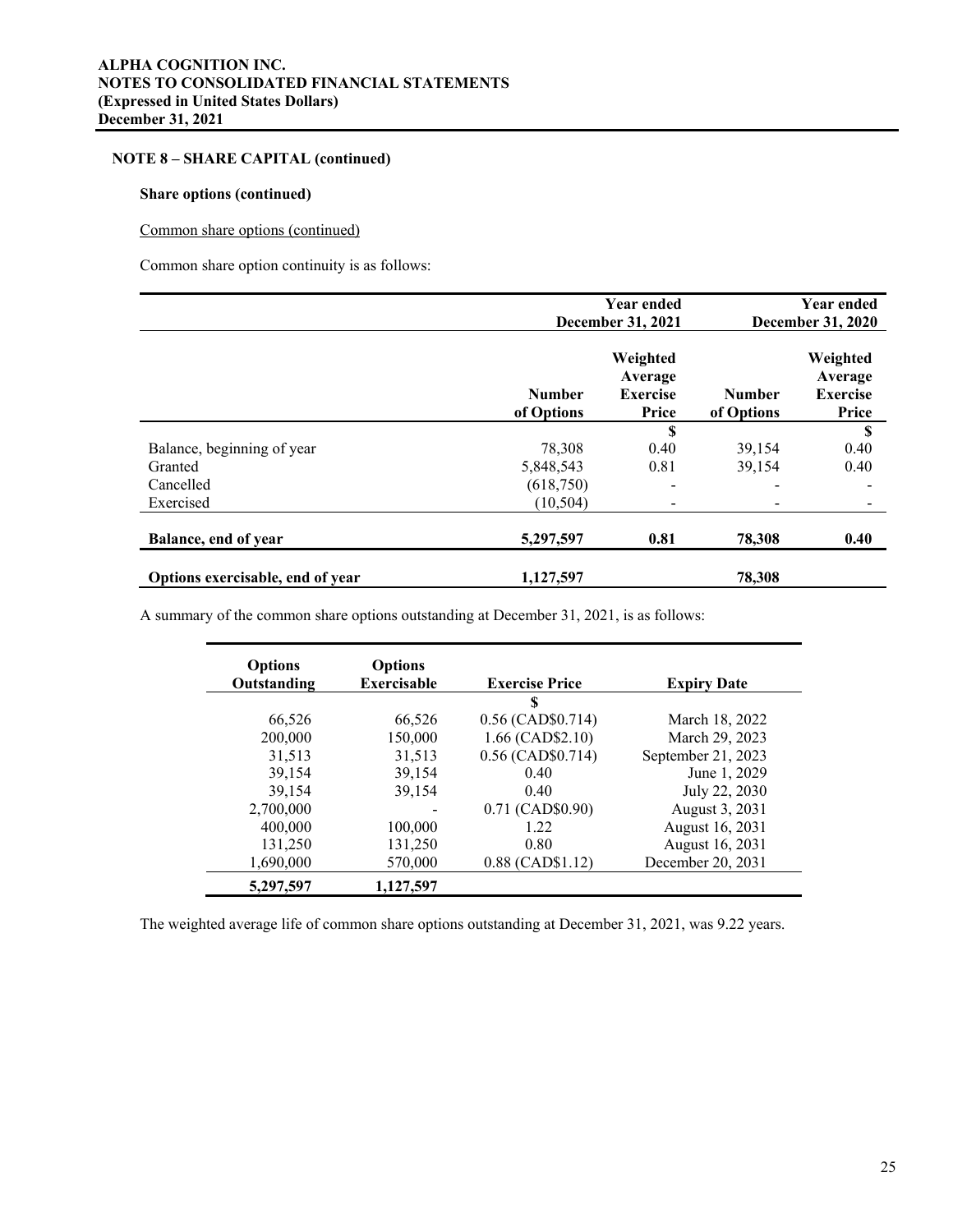## NOTE 8 – SHARE CAPITAL (continued)

### Share options (continued)

Common share options (continued)

Common share option continuity is as follows:

| | Year ended December 31, 2021 | | Year ended December 31, 2020 | |
|---|---|---|---|---|
| | Number of Options | Weighted Average Exercise Price | Number of Options | Weighted Average Exercise Price |
| | | $ | | $ |
| Balance, beginning of year | 78,308 | 0.40 | 39,154 | 0.40 |
| Granted | 5,848,543 | 0.81 | 39,154 | 0.40 |
| Cancelled | (618,750) | - | - | - |
| Exercised | (10,504) | - | - | - |
| **Balance, end of year** | **5,297,597** | **0.81** | **78,308** | **0.40** |
| **Options exercisable, end of year** | **1,127,597** | | **78,308** | |

A summary of the common share options outstanding at December 31, 2021, is as follows:

| Options Outstanding | Options Exercisable | Exercise Price | Expiry Date |
|---|---|---|---|
| | | $ | |
| 66,526 | 66,526 | 0.56 (CAD$0.714) | March 18, 2022 |
| 200,000 | 150,000 | 1.66 (CAD$2.10) | March 29, 2023 |
| 31,513 | 31,513 | 0.56 (CAD$0.714) | September 21, 2023 |
| 39,154 | 39,154 | 0.40 | June 1, 2029 |
| 39,154 | 39,154 | 0.40 | July 22, 2030 |
| 2,700,000 | - | 0.71 (CAD$0.90) | August 3, 2031 |
| 400,000 | 100,000 | 1.22 | August 16, 2031 |
| 131,250 | 131,250 | 0.80 | August 16, 2031 |
| 1,690,000 | 570,000 | 0.88 (CAD$1.12) | December 20, 2031 |
| **5,297,597** | **1,127,597** | | |

The weighted average life of common share options outstanding at December 31, 2021, was 9.22 years.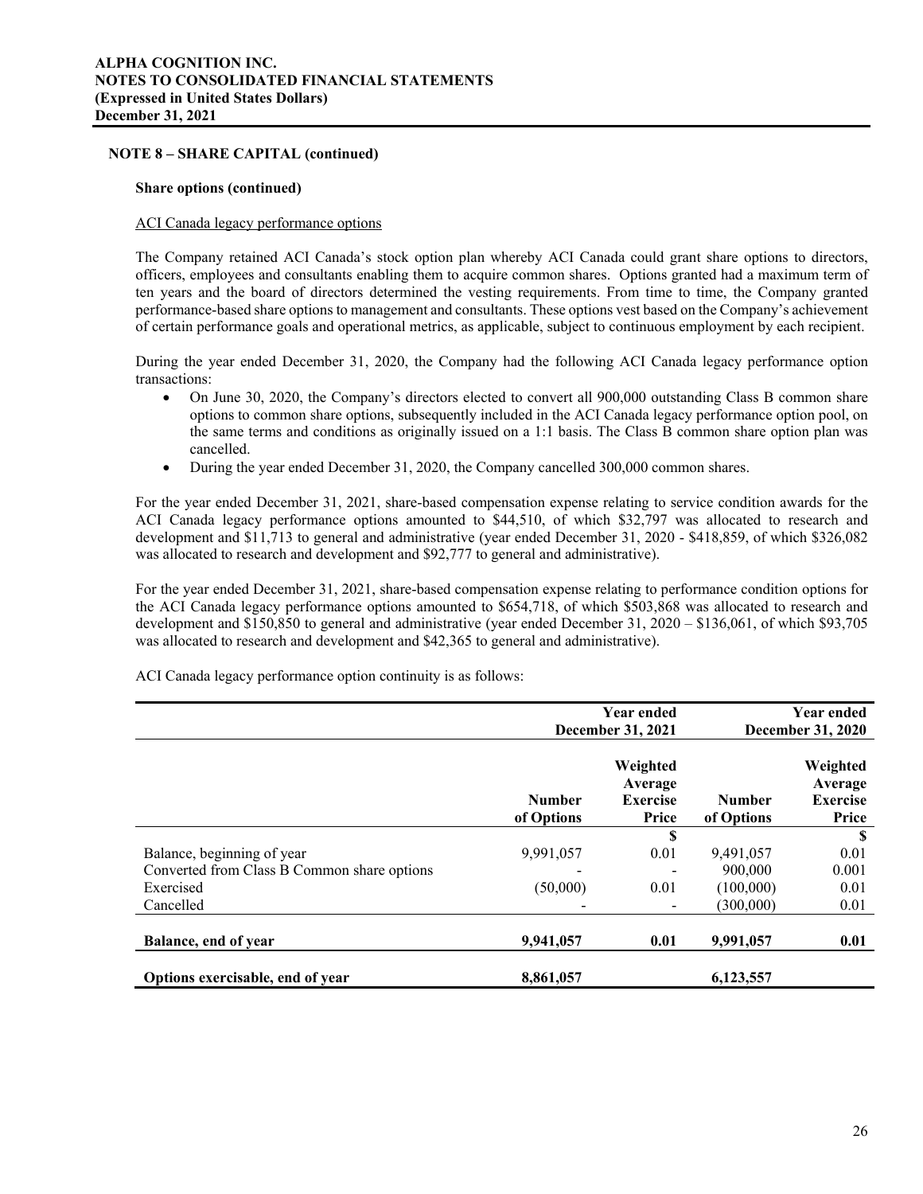## NOTE 8 – SHARE CAPITAL (continued)

### Share options (continued)

ACI Canada legacy performance options

The Company retained ACI Canada's stock option plan whereby ACI Canada could grant share options to directors, officers, employees and consultants enabling them to acquire common shares. Options granted had a maximum term of ten years and the board of directors determined the vesting requirements. From time to time, the Company granted performance-based share options to management and consultants. These options vest based on the Company's achievement of certain performance goals and operational metrics, as applicable, subject to continuous employment by each recipient.

During the year ended December 31, 2020, the Company had the following ACI Canada legacy performance option transactions:

- On June 30, 2020, the Company's directors elected to convert all 900,000 outstanding Class B common share options to common share options, subsequently included in the ACI Canada legacy performance option pool, on the same terms and conditions as originally issued on a 1:1 basis. The Class B common share option plan was cancelled.
- During the year ended December 31, 2020, the Company cancelled 300,000 common shares.

For the year ended December 31, 2021, share-based compensation expense relating to service condition awards for the ACI Canada legacy performance options amounted to $44,510, of which $32,797 was allocated to research and development and $11,713 to general and administrative (year ended December 31, 2020 - $418,859, of which $326,082 was allocated to research and development and $92,777 to general and administrative).

For the year ended December 31, 2021, share-based compensation expense relating to performance condition options for the ACI Canada legacy performance options amounted to $654,718, of which $503,868 was allocated to research and development and $150,850 to general and administrative (year ended December 31, 2020 – $136,061, of which $93,705 was allocated to research and development and $42,365 to general and administrative).

ACI Canada legacy performance option continuity is as follows:

| | Year ended December 31, 2021 | | Year ended December 31, 2020 | |
|---|---|---|---|---|
| | Number of Options | Weighted Average Exercise Price | Number of Options | Weighted Average Exercise Price |
| | | $ | | $ |
| Balance, beginning of year | 9,991,057 | 0.01 | 9,491,057 | 0.01 |
| Converted from Class B Common share options | - | - | 900,000 | 0.001 |
| Exercised | (50,000) | 0.01 | (100,000) | 0.01 |
| Cancelled | - | - | (300,000) | 0.01 |
| **Balance, end of year** | **9,941,057** | **0.01** | **9,991,057** | **0.01** |
| **Options exercisable, end of year** | **8,861,057** | | **6,123,557** | |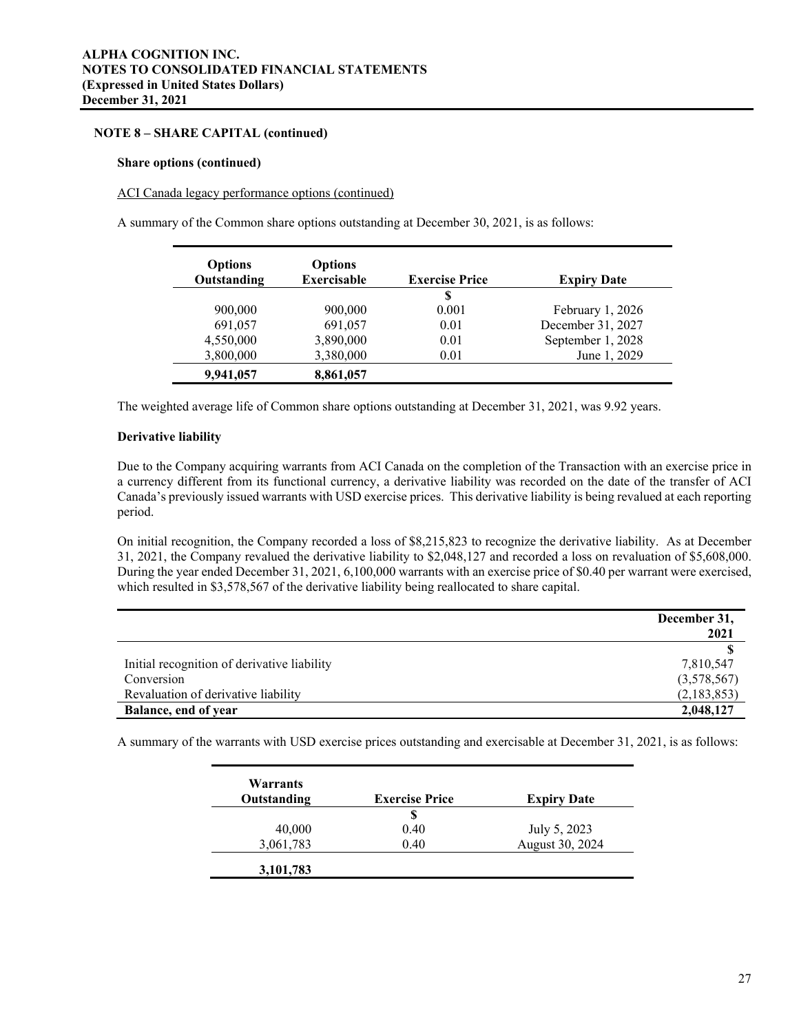## NOTE 8 – SHARE CAPITAL (continued)

### Share options (continued)

ACI Canada legacy performance options (continued)

A summary of the Common share options outstanding at December 30, 2021, is as follows:

| Options Outstanding | Options Exercisable | Exercise Price | Expiry Date |
|---|---|---|---|
| | | $ | |
| 900,000 | 900,000 | 0.001 | February 1, 2026 |
| 691,057 | 691,057 | 0.01 | December 31, 2027 |
| 4,550,000 | 3,890,000 | 0.01 | September 1, 2028 |
| 3,800,000 | 3,380,000 | 0.01 | June 1, 2029 |
| **9,941,057** | **8,861,057** | | |

The weighted average life of Common share options outstanding at December 31, 2021, was 9.92 years.

### Derivative liability

Due to the Company acquiring warrants from ACI Canada on the completion of the Transaction with an exercise price in a currency different from its functional currency, a derivative liability was recorded on the date of the transfer of ACI Canada's previously issued warrants with USD exercise prices. This derivative liability is being revalued at each reporting period.

On initial recognition, the Company recorded a loss of $8,215,823 to recognize the derivative liability. As at December 31, 2021, the Company revalued the derivative liability to $2,048,127 and recorded a loss on revaluation of $5,608,000. During the year ended December 31, 2021, 6,100,000 warrants with an exercise price of $0.40 per warrant were exercised, which resulted in $3,578,567 of the derivative liability being reallocated to share capital.

| | December 31, 2021 |
|---|---|
| | $ |
| Initial recognition of derivative liability | 7,810,547 |
| Conversion | (3,578,567) |
| Revaluation of derivative liability | (2,183,853) |
| **Balance, end of year** | **2,048,127** |

A summary of the warrants with USD exercise prices outstanding and exercisable at December 31, 2021, is as follows:

| Warrants Outstanding | Exercise Price | Expiry Date |
|---|---|---|
| | $ | |
| 40,000 | 0.40 | July 5, 2023 |
| 3,061,783 | 0.40 | August 30, 2024 |
| **3,101,783** | | |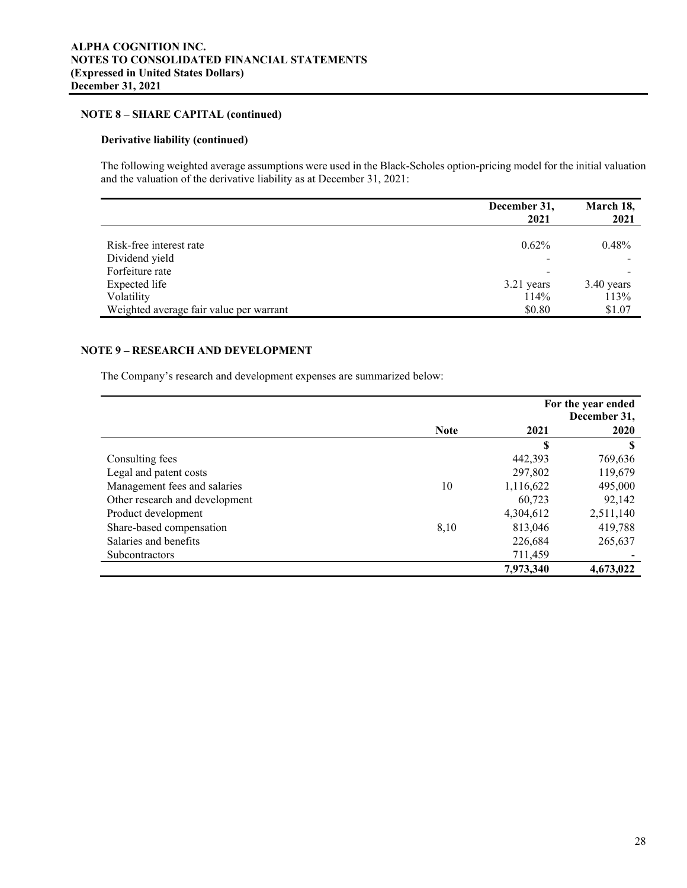## NOTE 8 – SHARE CAPITAL (continued)

### Derivative liability (continued)

The following weighted average assumptions were used in the Black-Scholes option-pricing model for the initial valuation and the valuation of the derivative liability as at December 31, 2021:

| | December 31, 2021 | March 18, 2021 |
|---|---|---|
| Risk-free interest rate | 0.62% | 0.48% |
| Dividend yield | - | - |
| Forfeiture rate | - | - |
| Expected life | 3.21 years | 3.40 years |
| Volatility | 114% | 113% |
| Weighted average fair value per warrant | $0.80 | $1.07 |

## NOTE 9 – RESEARCH AND DEVELOPMENT

The Company's research and development expenses are summarized below:

| | | For the year ended December 31, | |
|---|---|---|---|
| | **Note** | **2021** | **2020** |
| | | **$** | **$** |
| Consulting fees | | 442,393 | 769,636 |
| Legal and patent costs | | 297,802 | 119,679 |
| Management fees and salaries | 10 | 1,116,622 | 495,000 |
| Other research and development | | 60,723 | 92,142 |
| Product development | | 4,304,612 | 2,511,140 |
| Share-based compensation | 8,10 | 813,046 | 419,788 |
| Salaries and benefits | | 226,684 | 265,637 |
| Subcontractors | | 711,459 | - |
| | | **7,973,340** | **4,673,022** |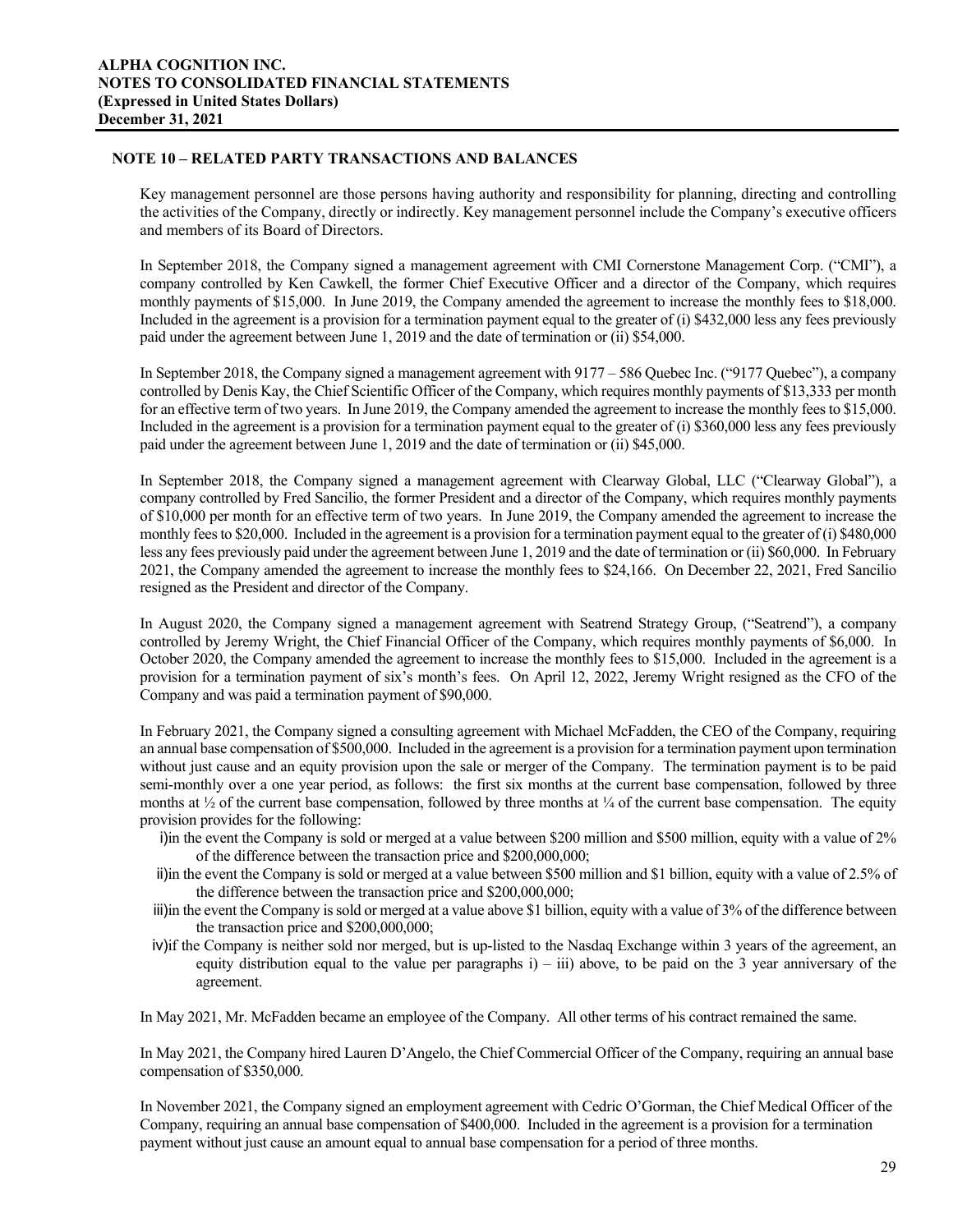## NOTE 10 – RELATED PARTY TRANSACTIONS AND BALANCES

Key management personnel are those persons having authority and responsibility for planning, directing and controlling the activities of the Company, directly or indirectly. Key management personnel include the Company's executive officers and members of its Board of Directors.

In September 2018, the Company signed a management agreement with CMI Cornerstone Management Corp. ("CMI"), a company controlled by Ken Cawkell, the former Chief Executive Officer and a director of the Company, which requires monthly payments of $15,000. In June 2019, the Company amended the agreement to increase the monthly fees to $18,000. Included in the agreement is a provision for a termination payment equal to the greater of (i) $432,000 less any fees previously paid under the agreement between June 1, 2019 and the date of termination or (ii) $54,000.

In September 2018, the Company signed a management agreement with 9177 – 586 Quebec Inc. ("9177 Quebec"), a company controlled by Denis Kay, the Chief Scientific Officer of the Company, which requires monthly payments of $13,333 per month for an effective term of two years. In June 2019, the Company amended the agreement to increase the monthly fees to $15,000. Included in the agreement is a provision for a termination payment equal to the greater of (i) $360,000 less any fees previously paid under the agreement between June 1, 2019 and the date of termination or (ii) $45,000.

In September 2018, the Company signed a management agreement with Clearway Global, LLC ("Clearway Global"), a company controlled by Fred Sancilio, the former President and a director of the Company, which requires monthly payments of $10,000 per month for an effective term of two years. In June 2019, the Company amended the agreement to increase the monthly fees to $20,000. Included in the agreement is a provision for a termination payment equal to the greater of (i) $480,000 less any fees previously paid under the agreement between June 1, 2019 and the date of termination or (ii) $60,000. In February 2021, the Company amended the agreement to increase the monthly fees to $24,166. On December 22, 2021, Fred Sancilio resigned as the President and director of the Company.

In August 2020, the Company signed a management agreement with Seatrend Strategy Group, ("Seatrend"), a company controlled by Jeremy Wright, the Chief Financial Officer of the Company, which requires monthly payments of $6,000. In October 2020, the Company amended the agreement to increase the monthly fees to $15,000. Included in the agreement is a provision for a termination payment of six's month's fees. On April 12, 2022, Jeremy Wright resigned as the CFO of the Company and was paid a termination payment of $90,000.

In February 2021, the Company signed a consulting agreement with Michael McFadden, the CEO of the Company, requiring an annual base compensation of $500,000. Included in the agreement is a provision for a termination payment upon termination without just cause and an equity provision upon the sale or merger of the Company. The termination payment is to be paid semi-monthly over a one year period, as follows: the first six months at the current base compensation, followed by three months at ½ of the current base compensation, followed by three months at ¼ of the current base compensation. The equity provision provides for the following:

i) in the event the Company is sold or merged at a value between $200 million and $500 million, equity with a value of 2% of the difference between the transaction price and $200,000,000;

ii) in the event the Company is sold or merged at a value between $500 million and $1 billion, equity with a value of 2.5% of the difference between the transaction price and $200,000,000;

iii) in the event the Company is sold or merged at a value above $1 billion, equity with a value of 3% of the difference between the transaction price and $200,000,000;

iv) if the Company is neither sold nor merged, but is up-listed to the Nasdaq Exchange within 3 years of the agreement, an equity distribution equal to the value per paragraphs i) – iii) above, to be paid on the 3 year anniversary of the agreement.

In May 2021, Mr. McFadden became an employee of the Company. All other terms of his contract remained the same.

In May 2021, the Company hired Lauren D'Angelo, the Chief Commercial Officer of the Company, requiring an annual base compensation of $350,000.

In November 2021, the Company signed an employment agreement with Cedric O'Gorman, the Chief Medical Officer of the Company, requiring an annual base compensation of $400,000. Included in the agreement is a provision for a termination payment without just cause an amount equal to annual base compensation for a period of three months.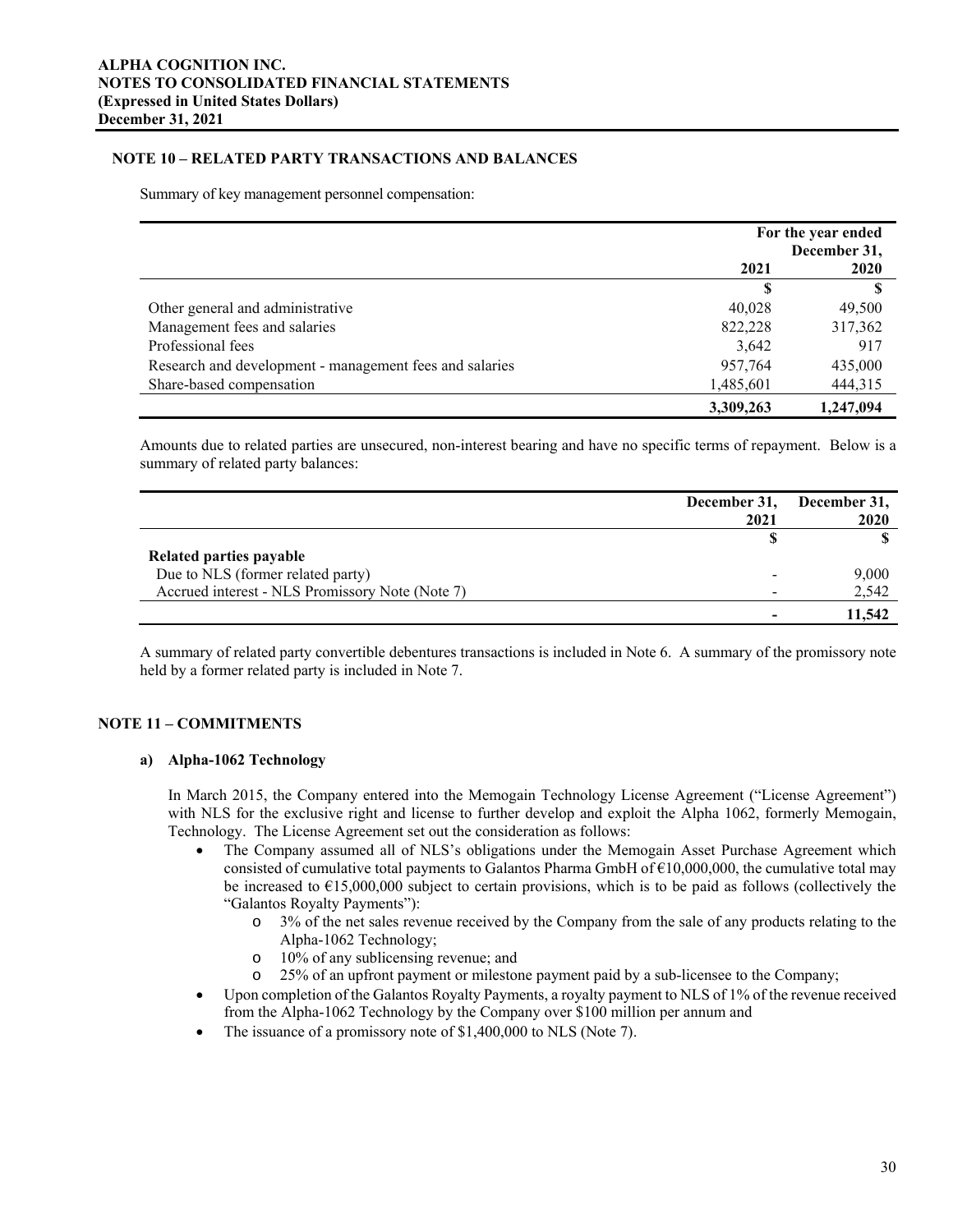## NOTE 10 – RELATED PARTY TRANSACTIONS AND BALANCES

Summary of key management personnel compensation:

| | For the year ended December 31, | |
|---|---|---|
| | 2021 | 2020 |
| | $ | $ |
| Other general and administrative | 40,028 | 49,500 |
| Management fees and salaries | 822,228 | 317,362 |
| Professional fees | 3,642 | 917 |
| Research and development - management fees and salaries | 957,764 | 435,000 |
| Share-based compensation | 1,485,601 | 444,315 |
| | **3,309,263** | **1,247,094** |

Amounts due to related parties are unsecured, non-interest bearing and have no specific terms of repayment. Below is a summary of related party balances:

| | December 31, 2021 | December 31, 2020 |
|---|---|---|
| | $ | $ |
| **Related parties payable** | | |
| Due to NLS (former related party) | - | 9,000 |
| Accrued interest - NLS Promissory Note (Note 7) | - | 2,542 |
| | **-** | **11,542** |

A summary of related party convertible debentures transactions is included in Note 6. A summary of the promissory note held by a former related party is included in Note 7.

## NOTE 11 – COMMITMENTS

### a) Alpha-1062 Technology

In March 2015, the Company entered into the Memogain Technology License Agreement ("License Agreement") with NLS for the exclusive right and license to further develop and exploit the Alpha 1062, formerly Memogain, Technology. The License Agreement set out the consideration as follows:

- The Company assumed all of NLS's obligations under the Memogain Asset Purchase Agreement which consisted of cumulative total payments to Galantos Pharma GmbH of €10,000,000, the cumulative total may be increased to €15,000,000 subject to certain provisions, which is to be paid as follows (collectively the "Galantos Royalty Payments"):
  - 3% of the net sales revenue received by the Company from the sale of any products relating to the Alpha-1062 Technology;
  - 10% of any sublicensing revenue; and
  - 25% of an upfront payment or milestone payment paid by a sub-licensee to the Company;
- Upon completion of the Galantos Royalty Payments, a royalty payment to NLS of 1% of the revenue received from the Alpha-1062 Technology by the Company over $100 million per annum and
- The issuance of a promissory note of $1,400,000 to NLS (Note 7).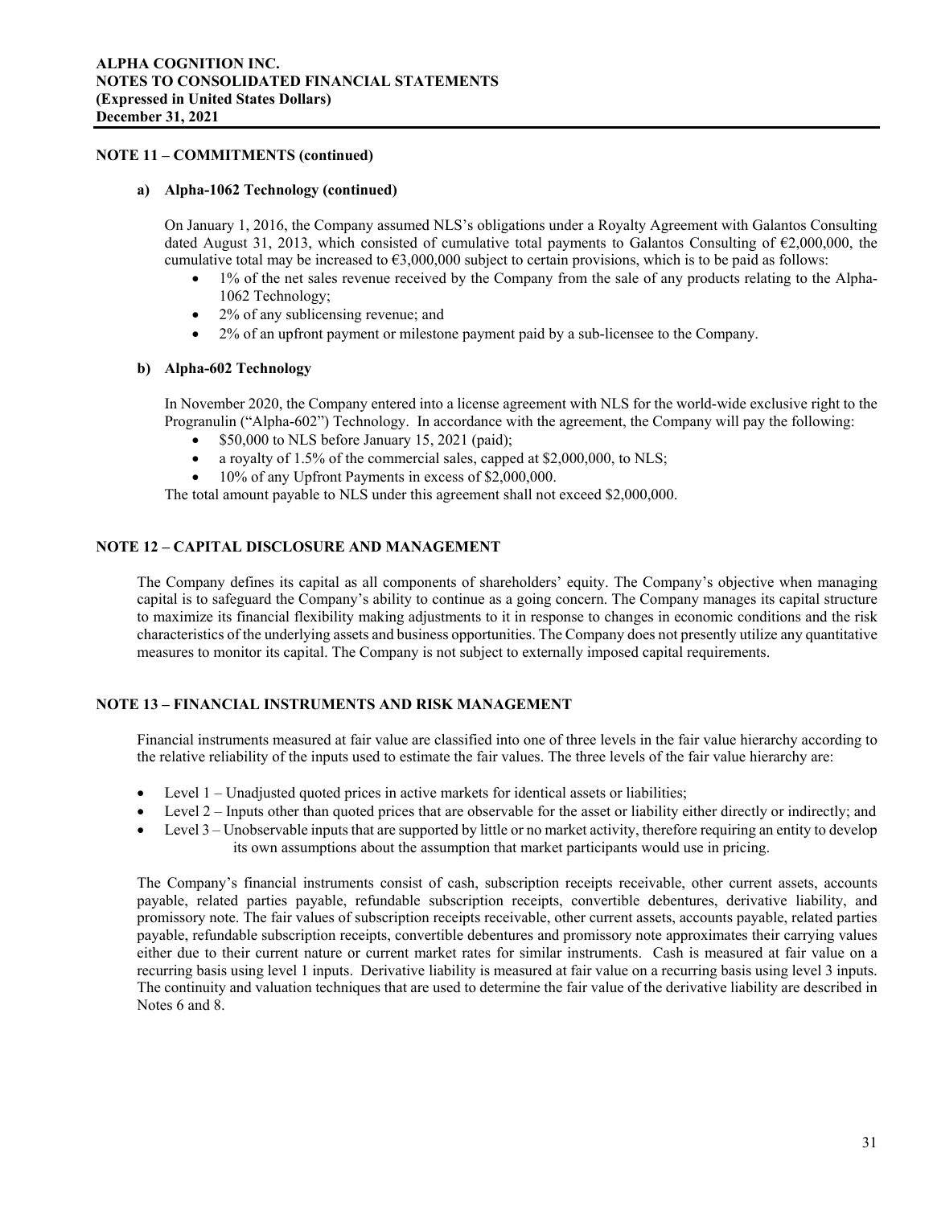## NOTE 11 – COMMITMENTS (continued)

### a) Alpha-1062 Technology (continued)

On January 1, 2016, the Company assumed NLS's obligations under a Royalty Agreement with Galantos Consulting dated August 31, 2013, which consisted of cumulative total payments to Galantos Consulting of €2,000,000, the cumulative total may be increased to €3,000,000 subject to certain provisions, which is to be paid as follows:

- 1% of the net sales revenue received by the Company from the sale of any products relating to the Alpha-1062 Technology;
- 2% of any sublicensing revenue; and
- 2% of an upfront payment or milestone payment paid by a sub-licensee to the Company.

### b) Alpha-602 Technology

In November 2020, the Company entered into a license agreement with NLS for the world-wide exclusive right to the Progranulin ("Alpha-602") Technology. In accordance with the agreement, the Company will pay the following:

- \$50,000 to NLS before January 15, 2021 (paid);
- a royalty of 1.5% of the commercial sales, capped at \$2,000,000, to NLS;
- 10% of any Upfront Payments in excess of \$2,000,000.

The total amount payable to NLS under this agreement shall not exceed \$2,000,000.

## NOTE 12 – CAPITAL DISCLOSURE AND MANAGEMENT

The Company defines its capital as all components of shareholders' equity. The Company's objective when managing capital is to safeguard the Company's ability to continue as a going concern. The Company manages its capital structure to maximize its financial flexibility making adjustments to it in response to changes in economic conditions and the risk characteristics of the underlying assets and business opportunities. The Company does not presently utilize any quantitative measures to monitor its capital. The Company is not subject to externally imposed capital requirements.

## NOTE 13 – FINANCIAL INSTRUMENTS AND RISK MANAGEMENT

Financial instruments measured at fair value are classified into one of three levels in the fair value hierarchy according to the relative reliability of the inputs used to estimate the fair values. The three levels of the fair value hierarchy are:

- Level 1 – Unadjusted quoted prices in active markets for identical assets or liabilities;
- Level 2 – Inputs other than quoted prices that are observable for the asset or liability either directly or indirectly; and
- Level 3 – Unobservable inputs that are supported by little or no market activity, therefore requiring an entity to develop its own assumptions about the assumption that market participants would use in pricing.

The Company's financial instruments consist of cash, subscription receipts receivable, other current assets, accounts payable, related parties payable, refundable subscription receipts, convertible debentures, derivative liability, and promissory note. The fair values of subscription receipts receivable, other current assets, accounts payable, related parties payable, refundable subscription receipts, convertible debentures and promissory note approximates their carrying values either due to their current nature or current market rates for similar instruments. Cash is measured at fair value on a recurring basis using level 1 inputs. Derivative liability is measured at fair value on a recurring basis using level 3 inputs. The continuity and valuation techniques that are used to determine the fair value of the derivative liability are described in Notes 6 and 8.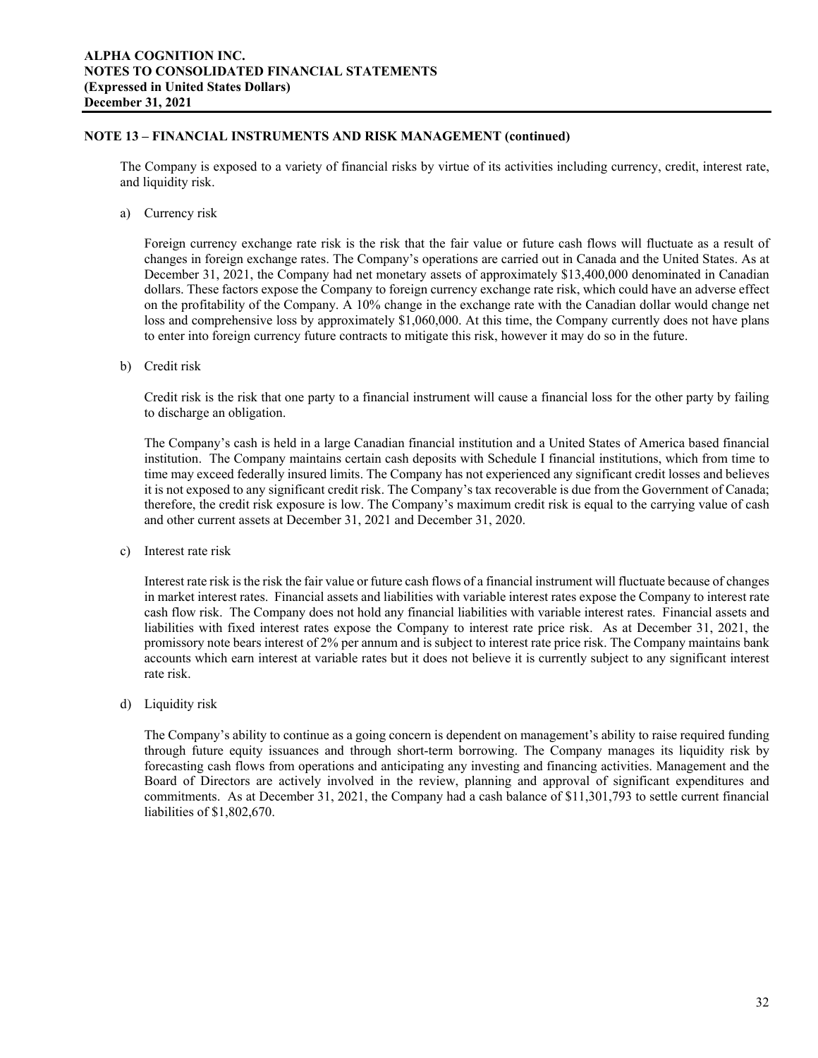## NOTE 13 – FINANCIAL INSTRUMENTS AND RISK MANAGEMENT (continued)

The Company is exposed to a variety of financial risks by virtue of its activities including currency, credit, interest rate, and liquidity risk.

a) Currency risk

Foreign currency exchange rate risk is the risk that the fair value or future cash flows will fluctuate as a result of changes in foreign exchange rates. The Company's operations are carried out in Canada and the United States. As at December 31, 2021, the Company had net monetary assets of approximately $13,400,000 denominated in Canadian dollars. These factors expose the Company to foreign currency exchange rate risk, which could have an adverse effect on the profitability of the Company. A 10% change in the exchange rate with the Canadian dollar would change net loss and comprehensive loss by approximately $1,060,000. At this time, the Company currently does not have plans to enter into foreign currency future contracts to mitigate this risk, however it may do so in the future.

b) Credit risk

Credit risk is the risk that one party to a financial instrument will cause a financial loss for the other party by failing to discharge an obligation.

The Company's cash is held in a large Canadian financial institution and a United States of America based financial institution. The Company maintains certain cash deposits with Schedule I financial institutions, which from time to time may exceed federally insured limits. The Company has not experienced any significant credit losses and believes it is not exposed to any significant credit risk. The Company's tax recoverable is due from the Government of Canada; therefore, the credit risk exposure is low. The Company's maximum credit risk is equal to the carrying value of cash and other current assets at December 31, 2021 and December 31, 2020.

c) Interest rate risk

Interest rate risk is the risk the fair value or future cash flows of a financial instrument will fluctuate because of changes in market interest rates. Financial assets and liabilities with variable interest rates expose the Company to interest rate cash flow risk. The Company does not hold any financial liabilities with variable interest rates. Financial assets and liabilities with fixed interest rates expose the Company to interest rate price risk. As at December 31, 2021, the promissory note bears interest of 2% per annum and is subject to interest rate price risk. The Company maintains bank accounts which earn interest at variable rates but it does not believe it is currently subject to any significant interest rate risk.

d) Liquidity risk

The Company's ability to continue as a going concern is dependent on management's ability to raise required funding through future equity issuances and through short-term borrowing. The Company manages its liquidity risk by forecasting cash flows from operations and anticipating any investing and financing activities. Management and the Board of Directors are actively involved in the review, planning and approval of significant expenditures and commitments. As at December 31, 2021, the Company had a cash balance of $11,301,793 to settle current financial liabilities of $1,802,670.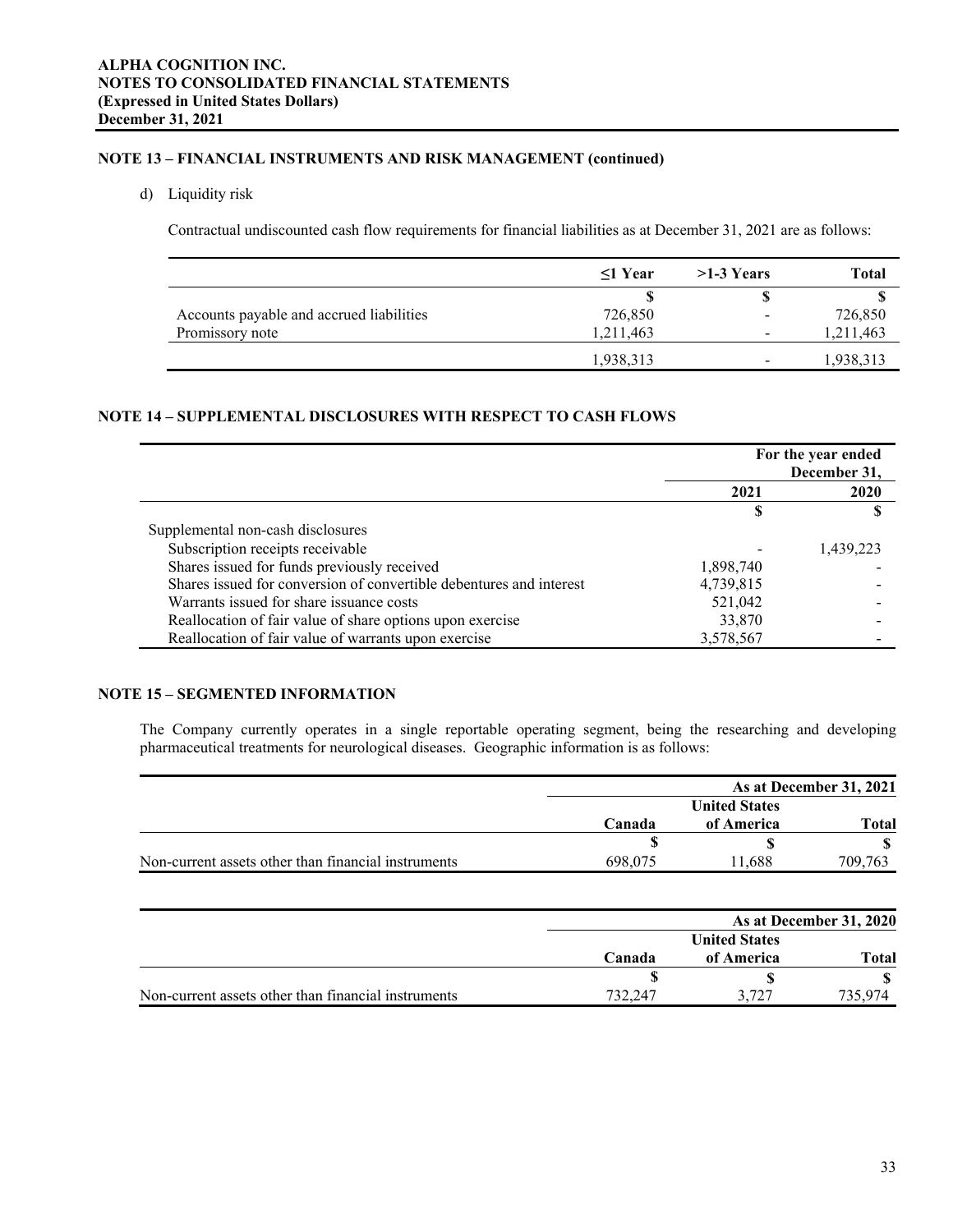## NOTE 13 – FINANCIAL INSTRUMENTS AND RISK MANAGEMENT (continued)

d) Liquidity risk

Contractual undiscounted cash flow requirements for financial liabilities as at December 31, 2021 are as follows:

| | ≤1 Year | >1-3 Years | Total |
|---|---|---|---|
| | $ | $ | $ |
| Accounts payable and accrued liabilities | 726,850 | - | 726,850 |
| Promissory note | 1,211,463 | - | 1,211,463 |
| | 1,938,313 | - | 1,938,313 |

## NOTE 14 – SUPPLEMENTAL DISCLOSURES WITH RESPECT TO CASH FLOWS

| | For the year ended December 31, | |
|---|---|---|
| | 2021 | 2020 |
| | $ | $ |
| Supplemental non-cash disclosures | | |
| Subscription receipts receivable | - | 1,439,223 |
| Shares issued for funds previously received | 1,898,740 | - |
| Shares issued for conversion of convertible debentures and interest | 4,739,815 | - |
| Warrants issued for share issuance costs | 521,042 | - |
| Reallocation of fair value of share options upon exercise | 33,870 | - |
| Reallocation of fair value of warrants upon exercise | 3,578,567 | - |

## NOTE 15 – SEGMENTED INFORMATION

The Company currently operates in a single reportable operating segment, being the researching and developing pharmaceutical treatments for neurological diseases. Geographic information is as follows:

| | As at December 31, 2021 | | |
|---|---|---|---|
| | Canada | United States of America | Total |
| | $ | $ | $ |
| Non-current assets other than financial instruments | 698,075 | 11,688 | 709,763 |

| | As at December 31, 2020 | | |
|---|---|---|---|
| | Canada | United States of America | Total |
| | $ | $ | $ |
| Non-current assets other than financial instruments | 732,247 | 3,727 | 735,974 |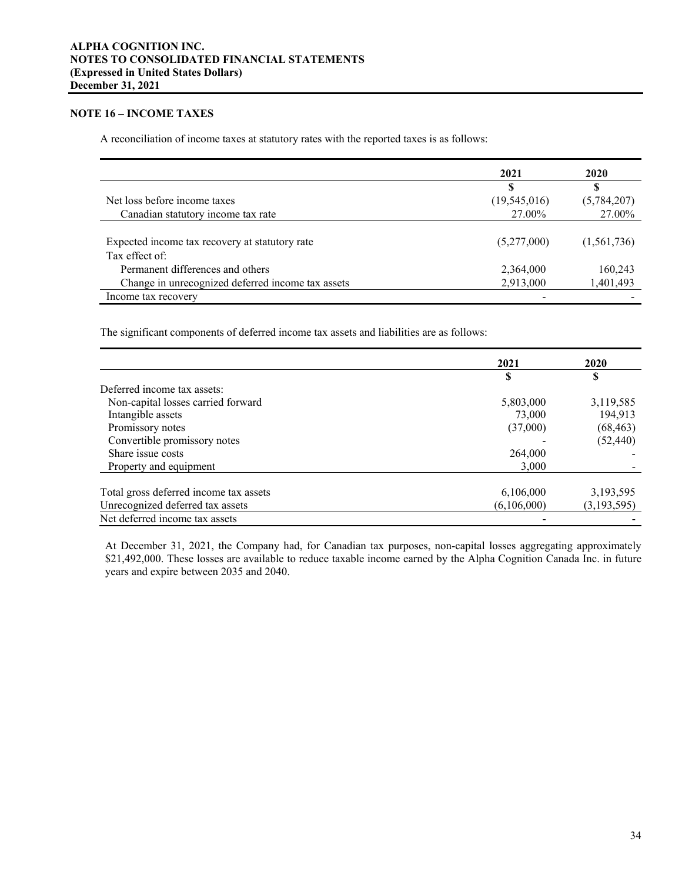ALPHA COGNITION INC.
NOTES TO CONSOLIDATED FINANCIAL STATEMENTS
(Expressed in United States Dollars)
December 31, 2021

## NOTE 16 – INCOME TAXES

A reconciliation of income taxes at statutory rates with the reported taxes is as follows:

| | 2021 | 2020 |
|---|---|---|
| | $ | $ |
| Net loss before income taxes | (19,545,016) | (5,784,207) |
| Canadian statutory income tax rate | 27.00% | 27.00% |
| | | |
| Expected income tax recovery at statutory rate | (5,277,000) | (1,561,736) |
| Tax effect of: | | |
| Permanent differences and others | 2,364,000 | 160,243 |
| Change in unrecognized deferred income tax assets | 2,913,000 | 1,401,493 |
| Income tax recovery | - | - |

The significant components of deferred income tax assets and liabilities are as follows:

| | 2021 | 2020 |
|---|---|---|
| | $ | $ |
| Deferred income tax assets: | | |
| Non-capital losses carried forward | 5,803,000 | 3,119,585 |
| Intangible assets | 73,000 | 194,913 |
| Promissory notes | (37,000) | (68,463) |
| Convertible promissory notes | - | (52,440) |
| Share issue costs | 264,000 | - |
| Property and equipment | 3,000 | - |
| | | |
| Total gross deferred income tax assets | 6,106,000 | 3,193,595 |
| Unrecognized deferred tax assets | (6,106,000) | (3,193,595) |
| Net deferred income tax assets | - | - |

At December 31, 2021, the Company had, for Canadian tax purposes, non-capital losses aggregating approximately $21,492,000. These losses are available to reduce taxable income earned by the Alpha Cognition Canada Inc. in future years and expire between 2035 and 2040.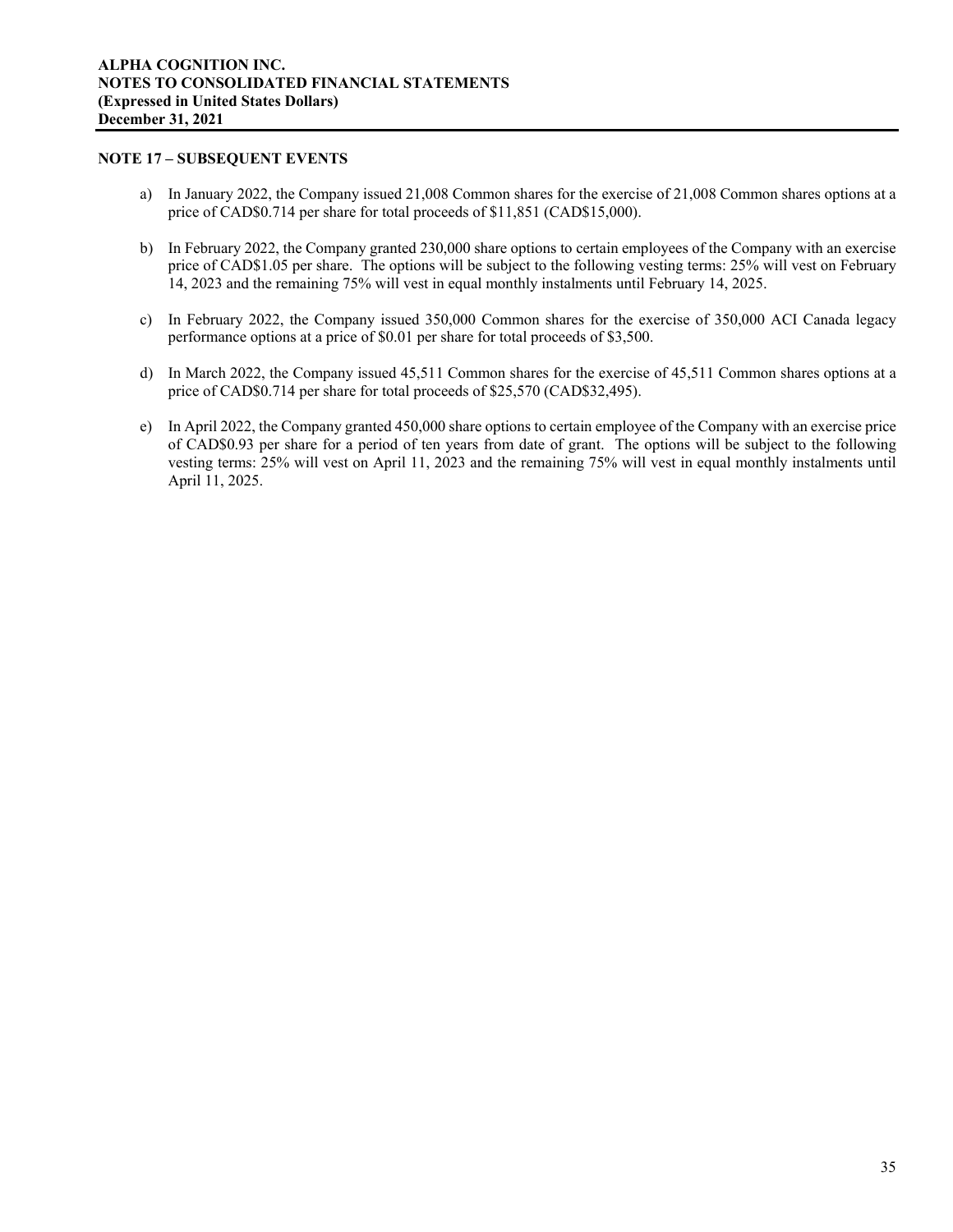## NOTE 17 – SUBSEQUENT EVENTS

a) In January 2022, the Company issued 21,008 Common shares for the exercise of 21,008 Common shares options at a price of CAD$0.714 per share for total proceeds of $11,851 (CAD$15,000).

b) In February 2022, the Company granted 230,000 share options to certain employees of the Company with an exercise price of CAD$1.05 per share. The options will be subject to the following vesting terms: 25% will vest on February 14, 2023 and the remaining 75% will vest in equal monthly instalments until February 14, 2025.

c) In February 2022, the Company issued 350,000 Common shares for the exercise of 350,000 ACI Canada legacy performance options at a price of $0.01 per share for total proceeds of $3,500.

d) In March 2022, the Company issued 45,511 Common shares for the exercise of 45,511 Common shares options at a price of CAD$0.714 per share for total proceeds of $25,570 (CAD$32,495).

e) In April 2022, the Company granted 450,000 share options to certain employee of the Company with an exercise price of CAD$0.93 per share for a period of ten years from date of grant. The options will be subject to the following vesting terms: 25% will vest on April 11, 2023 and the remaining 75% will vest in equal monthly instalments until April 11, 2025.